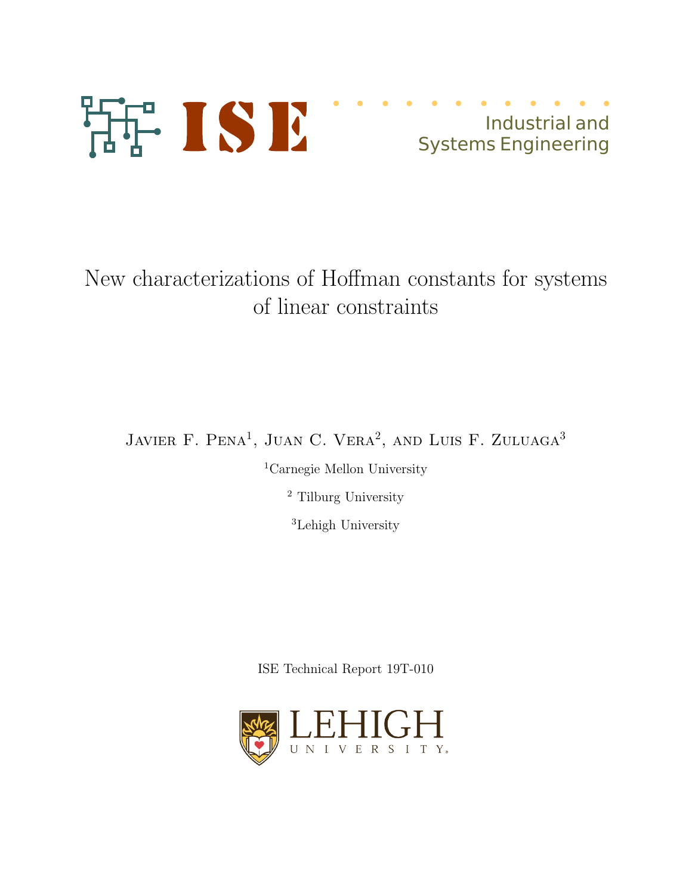ISE

Industrial and Systems Engineering

# New characterizations of Hoffman constants for systems of linear constraints

Javier F. Pena[1], Juan C. Vera[2], and Luis F. Zuluaga[3]

[1]Carnegie Mellon University

[2] Tilburg University

[3]Lehigh University

ISE Technical Report 19T-010

LEHIGH UNIVERSITY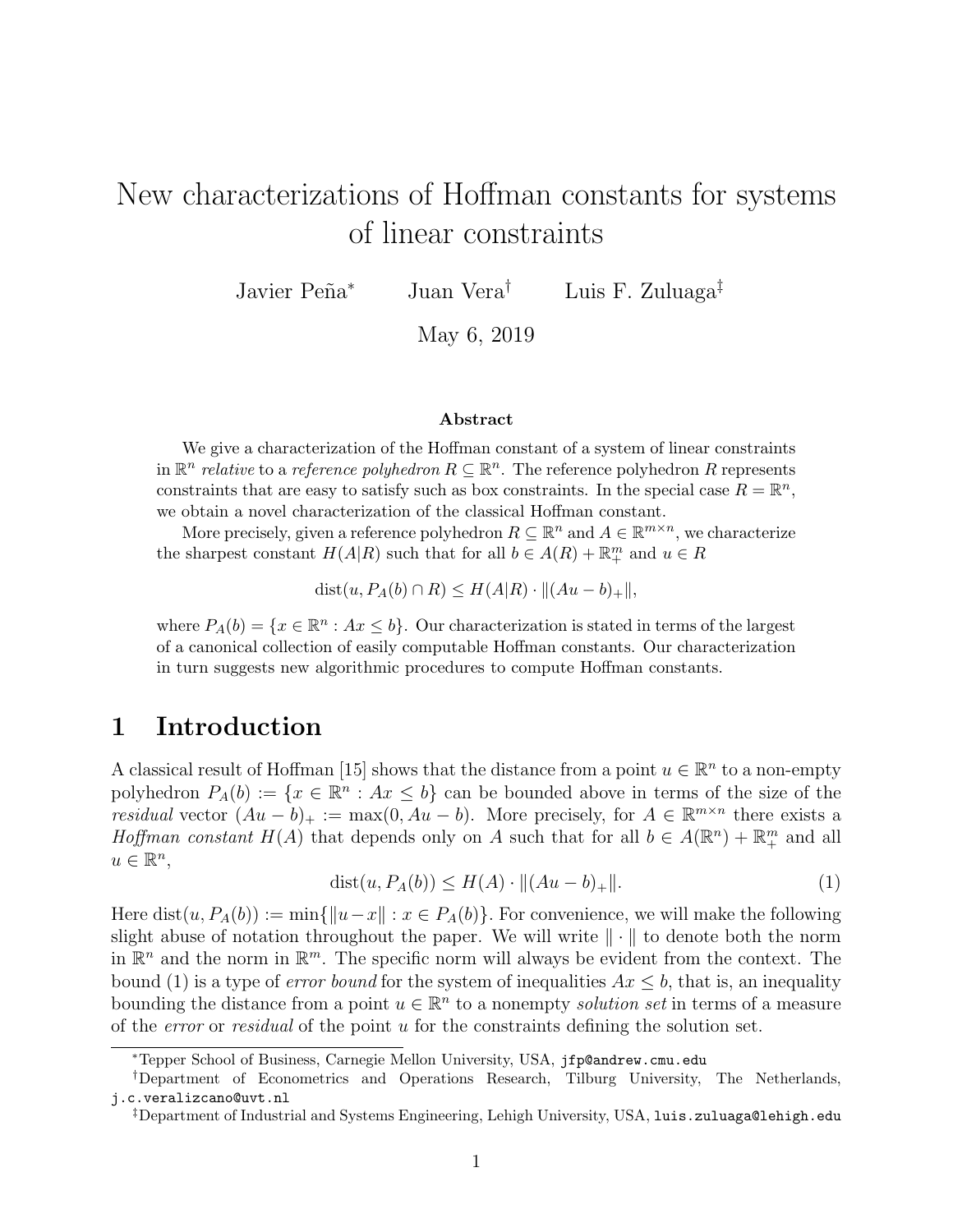# New characterizations of Hoffman constants for systems of linear constraints

Javier Peña[*] Juan Vera[†] Luis F. Zuluaga[‡]

May 6, 2019

### Abstract

We give a characterization of the Hoffman constant of a system of linear constraints in $\mathbb{R}^n$ *relative* to a *reference polyhedron* $R \subseteq \mathbb{R}^n$. The reference polyhedron $R$ represents constraints that are easy to satisfy such as box constraints. In the special case $R = \mathbb{R}^n$, we obtain a novel characterization of the classical Hoffman constant.

More precisely, given a reference polyhedron $R \subseteq \mathbb{R}^n$ and $A \in \mathbb{R}^{m \times n}$, we characterize the sharpest constant $H(A|R)$ such that for all $b \in A(R) + \mathbb{R}^m_+$ and $u \in R$

$$\text{dist}(u, P_A(b) \cap R) \leq H(A|R) \cdot \|(Au - b)_+\|,$$

where $P_A(b) = \{x \in \mathbb{R}^n : Ax \leq b\}$. Our characterization is stated in terms of the largest of a canonical collection of easily computable Hoffman constants. Our characterization in turn suggests new algorithmic procedures to compute Hoffman constants.

## 1 Introduction

A classical result of Hoffman [15] shows that the distance from a point $u \in \mathbb{R}^n$ to a non-empty polyhedron $P_A(b) := \{x \in \mathbb{R}^n : Ax \leq b\}$ can be bounded above in terms of the size of the *residual* vector $(Au - b)_+ := \max(0, Au - b)$. More precisely, for $A \in \mathbb{R}^{m \times n}$ there exists a *Hoffman constant* $H(A)$ that depends only on $A$ such that for all $b \in A(\mathbb{R}^n) + \mathbb{R}^m_+$ and all $u \in \mathbb{R}^n$,

$$\text{dist}(u, P_A(b)) \leq H(A) \cdot \|(Au - b)_+\|. \tag{1}$$

Here $\text{dist}(u, P_A(b)) := \min\{\|u - x\| : x \in P_A(b)\}$. For convenience, we will make the following slight abuse of notation throughout the paper. We will write $\|\cdot\|$ to denote both the norm in $\mathbb{R}^n$ and the norm in $\mathbb{R}^m$. The specific norm will always be evident from the context. The bound (1) is a type of *error bound* for the system of inequalities $Ax \leq b$, that is, an inequality bounding the distance from a point $u \in \mathbb{R}^n$ to a nonempty *solution set* in terms of a measure of the *error* or *residual* of the point $u$ for the constraints defining the solution set.

---

[*] Tepper School of Business, Carnegie Mellon University, USA, jfp@andrew.cmu.edu

[†] Department of Econometrics and Operations Research, Tilburg University, The Netherlands, j.c.veralizcano@uvt.nl

[‡] Department of Industrial and Systems Engineering, Lehigh University, USA, luis.zuluaga@lehigh.edu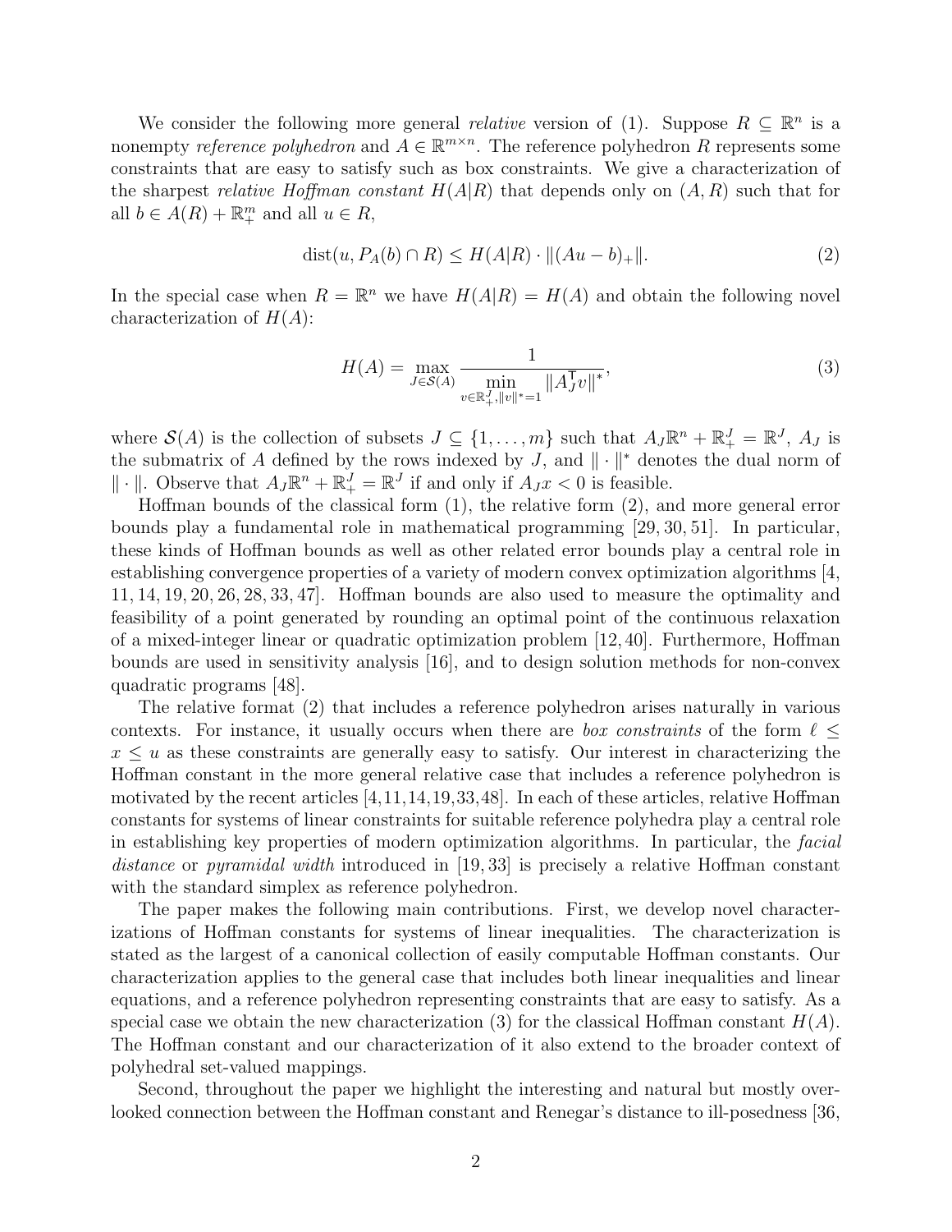We consider the following more general *relative* version of (1). Suppose $R \subseteq \mathbb{R}^n$ is a nonempty *reference polyhedron* and $A \in \mathbb{R}^{m\times n}$. The reference polyhedron $R$ represents some constraints that are easy to satisfy such as box constraints. We give a characterization of the sharpest *relative Hoffman constant* $H(A|R)$ that depends only on $(A, R)$ such that for all $b \in A(R) + \mathbb{R}^m_+$ and all $u \in R$,

$$\operatorname{dist}(u, P_A(b) \cap R) \leq H(A|R) \cdot \|(Au - b)_+\|. \tag{2}$$

In the special case when $R = \mathbb{R}^n$ we have $H(A|R) = H(A)$ and obtain the following novel characterization of $H(A)$:

$$H(A) = \max_{J \in \mathcal{S}(A)} \frac{1}{\displaystyle\min_{v \in \mathbb{R}^J_+, \|v\|^*=1} \|A_J^{\mathsf{T}} v\|^*}, \tag{3}$$

where $\mathcal{S}(A)$ is the collection of subsets $J \subseteq \{1, \ldots, m\}$ such that $A_J\mathbb{R}^n + \mathbb{R}^J_+ = \mathbb{R}^J$, $A_J$ is the submatrix of $A$ defined by the rows indexed by $J$, and $\|\cdot\|^*$ denotes the dual norm of $\|\cdot\|$. Observe that $A_J\mathbb{R}^n + \mathbb{R}^J_+ = \mathbb{R}^J$ if and only if $A_J x < 0$ is feasible.

Hoffman bounds of the classical form (1), the relative form (2), and more general error bounds play a fundamental role in mathematical programming [29, 30, 51]. In particular, these kinds of Hoffman bounds as well as other related error bounds play a central role in establishing convergence properties of a variety of modern convex optimization algorithms [4, 11, 14, 19, 20, 26, 28, 33, 47]. Hoffman bounds are also used to measure the optimality and feasibility of a point generated by rounding an optimal point of the continuous relaxation of a mixed-integer linear or quadratic optimization problem [12, 40]. Furthermore, Hoffman bounds are used in sensitivity analysis [16], and to design solution methods for non-convex quadratic programs [48].

The relative format (2) that includes a reference polyhedron arises naturally in various contexts. For instance, it usually occurs when there are *box constraints* of the form $\ell \leq x \leq u$ as these constraints are generally easy to satisfy. Our interest in characterizing the Hoffman constant in the more general relative case that includes a reference polyhedron is motivated by the recent articles [4,11,14,19,33,48]. In each of these articles, relative Hoffman constants for systems of linear constraints for suitable reference polyhedra play a central role in establishing key properties of modern optimization algorithms. In particular, the *facial distance* or *pyramidal width* introduced in [19, 33] is precisely a relative Hoffman constant with the standard simplex as reference polyhedron.

The paper makes the following main contributions. First, we develop novel characterizations of Hoffman constants for systems of linear inequalities. The characterization is stated as the largest of a canonical collection of easily computable Hoffman constants. Our characterization applies to the general case that includes both linear inequalities and linear equations, and a reference polyhedron representing constraints that are easy to satisfy. As a special case we obtain the new characterization (3) for the classical Hoffman constant $H(A)$. The Hoffman constant and our characterization of it also extend to the broader context of polyhedral set-valued mappings.

Second, throughout the paper we highlight the interesting and natural but mostly overlooked connection between the Hoffman constant and Renegar's distance to ill-posedness [36,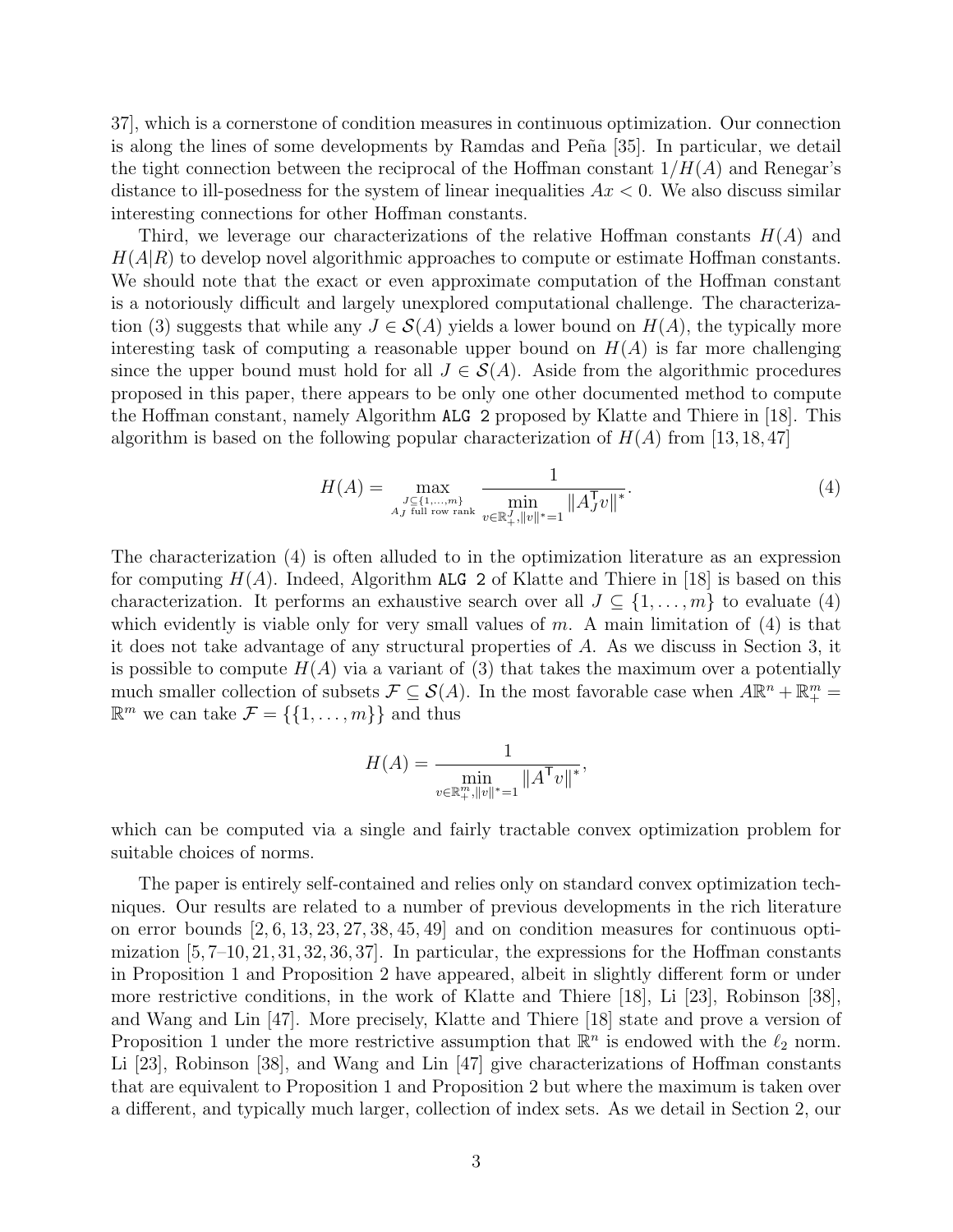37], which is a cornerstone of condition measures in continuous optimization. Our connection is along the lines of some developments by Ramdas and Peña [35]. In particular, we detail the tight connection between the reciprocal of the Hoffman constant $1/H(A)$ and Renegar's distance to ill-posedness for the system of linear inequalities $Ax < 0$. We also discuss similar interesting connections for other Hoffman constants.

Third, we leverage our characterizations of the relative Hoffman constants $H(A)$ and $H(A|R)$ to develop novel algorithmic approaches to compute or estimate Hoffman constants. We should note that the exact or even approximate computation of the Hoffman constant is a notoriously difficult and largely unexplored computational challenge. The characterization (3) suggests that while any $J \in \mathcal{S}(A)$ yields a lower bound on $H(A)$, the typically more interesting task of computing a reasonable upper bound on $H(A)$ is far more challenging since the upper bound must hold for all $J \in \mathcal{S}(A)$. Aside from the algorithmic procedures proposed in this paper, there appears to be only one other documented method to compute the Hoffman constant, namely Algorithm `ALG 2` proposed by Klatte and Thiere in [18]. This algorithm is based on the following popular characterization of $H(A)$ from [13, 18, 47]

$$H(A) = \max_{\substack{J \subseteq \{1,\dots,m\} \\ A_J \text{ full row rank}}} \frac{1}{\displaystyle\min_{v \in \mathbb{R}^J_+, \|v\|^*=1} \|A_J^\mathsf{T} v\|^*}. \tag{4}$$

The characterization (4) is often alluded to in the optimization literature as an expression for computing $H(A)$. Indeed, Algorithm `ALG 2` of Klatte and Thiere in [18] is based on this characterization. It performs an exhaustive search over all $J \subseteq \{1, \dots, m\}$ to evaluate (4) which evidently is viable only for very small values of $m$. A main limitation of (4) is that it does not take advantage of any structural properties of $A$. As we discuss in Section 3, it is possible to compute $H(A)$ via a variant of (3) that takes the maximum over a potentially much smaller collection of subsets $\mathcal{F} \subseteq \mathcal{S}(A)$. In the most favorable case when $A\mathbb{R}^n + \mathbb{R}^m_+ = \mathbb{R}^m$ we can take $\mathcal{F} = \{\{1, \dots, m\}\}$ and thus

$$H(A) = \frac{1}{\displaystyle\min_{v \in \mathbb{R}^m_+, \|v\|^*=1} \|A^\mathsf{T} v\|^*},$$

which can be computed via a single and fairly tractable convex optimization problem for suitable choices of norms.

The paper is entirely self-contained and relies only on standard convex optimization techniques. Our results are related to a number of previous developments in the rich literature on error bounds [2, 6, 13, 23, 27, 38, 45, 49] and on condition measures for continuous optimization [5, 7–10, 21, 31, 32, 36, 37]. In particular, the expressions for the Hoffman constants in Proposition 1 and Proposition 2 have appeared, albeit in slightly different form or under more restrictive conditions, in the work of Klatte and Thiere [18], Li [23], Robinson [38], and Wang and Lin [47]. More precisely, Klatte and Thiere [18] state and prove a version of Proposition 1 under the more restrictive assumption that $\mathbb{R}^n$ is endowed with the $\ell_2$ norm. Li [23], Robinson [38], and Wang and Lin [47] give characterizations of Hoffman constants that are equivalent to Proposition 1 and Proposition 2 but where the maximum is taken over a different, and typically much larger, collection of index sets. As we detail in Section 2, our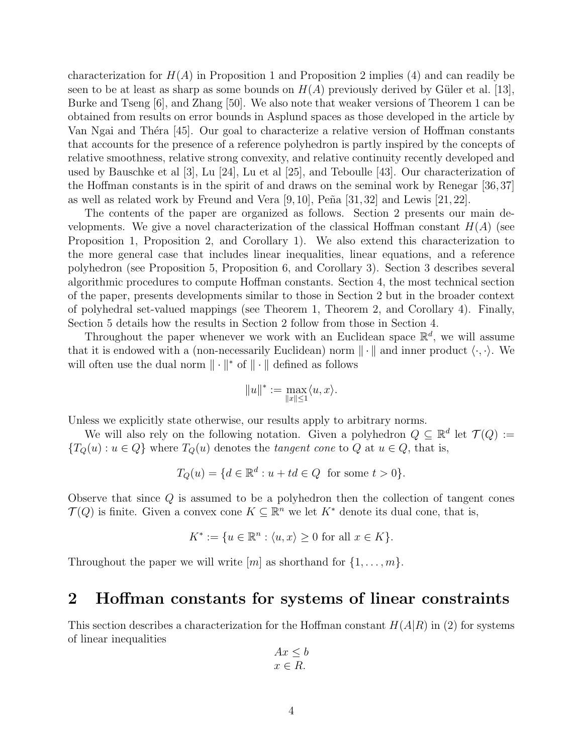characterization for $H(A)$ in Proposition 1 and Proposition 2 implies (4) and can readily be seen to be at least as sharp as some bounds on $H(A)$ previously derived by Güler et al. [13], Burke and Tseng [6], and Zhang [50]. We also note that weaker versions of Theorem 1 can be obtained from results on error bounds in Asplund spaces as those developed in the article by Van Ngai and Théra [45]. Our goal to characterize a relative version of Hoffman constants that accounts for the presence of a reference polyhedron is partly inspired by the concepts of relative smoothness, relative strong convexity, and relative continuity recently developed and used by Bauschke et al [3], Lu [24], Lu et al [25], and Teboulle [43]. Our characterization of the Hoffman constants is in the spirit of and draws on the seminal work by Renegar [36, 37] as well as related work by Freund and Vera [9, 10], Peña [31, 32] and Lewis [21, 22].

The contents of the paper are organized as follows. Section 2 presents our main developments. We give a novel characterization of the classical Hoffman constant $H(A)$ (see Proposition 1, Proposition 2, and Corollary 1). We also extend this characterization to the more general case that includes linear inequalities, linear equations, and a reference polyhedron (see Proposition 5, Proposition 6, and Corollary 3). Section 3 describes several algorithmic procedures to compute Hoffman constants. Section 4, the most technical section of the paper, presents developments similar to those in Section 2 but in the broader context of polyhedral set-valued mappings (see Theorem 1, Theorem 2, and Corollary 4). Finally, Section 5 details how the results in Section 2 follow from those in Section 4.

Throughout the paper whenever we work with an Euclidean space $\mathbb{R}^d$, we will assume that it is endowed with a (non-necessarily Euclidean) norm $\|\cdot\|$ and inner product $\langle\cdot,\cdot\rangle$. We will often use the dual norm $\|\cdot\|^*$ of $\|\cdot\|$ defined as follows

$$\|u\|^* := \max_{\|x\|\leq 1}\langle u, x\rangle.$$

Unless we explicitly state otherwise, our results apply to arbitrary norms.

We will also rely on the following notation. Given a polyhedron $Q \subseteq \mathbb{R}^d$ let $\mathcal{T}(Q) := \{T_Q(u) : u \in Q\}$ where $T_Q(u)$ denotes the *tangent cone* to $Q$ at $u \in Q$, that is,

$$T_Q(u) = \{d \in \mathbb{R}^d : u + td \in Q \text{ for some } t > 0\}.$$

Observe that since $Q$ is assumed to be a polyhedron then the collection of tangent cones $\mathcal{T}(Q)$ is finite. Given a convex cone $K \subseteq \mathbb{R}^n$ we let $K^*$ denote its dual cone, that is,

$$K^* := \{u \in \mathbb{R}^n : \langle u, x\rangle \geq 0 \text{ for all } x \in K\}.$$

Throughout the paper we will write $[m]$ as shorthand for $\{1, \ldots, m\}$.

## 2 Hoffman constants for systems of linear constraints

This section describes a characterization for the Hoffman constant $H(A|R)$ in (2) for systems of linear inequalities

$$\begin{array}{l} Ax \leq b \\ x \in R. \end{array}$$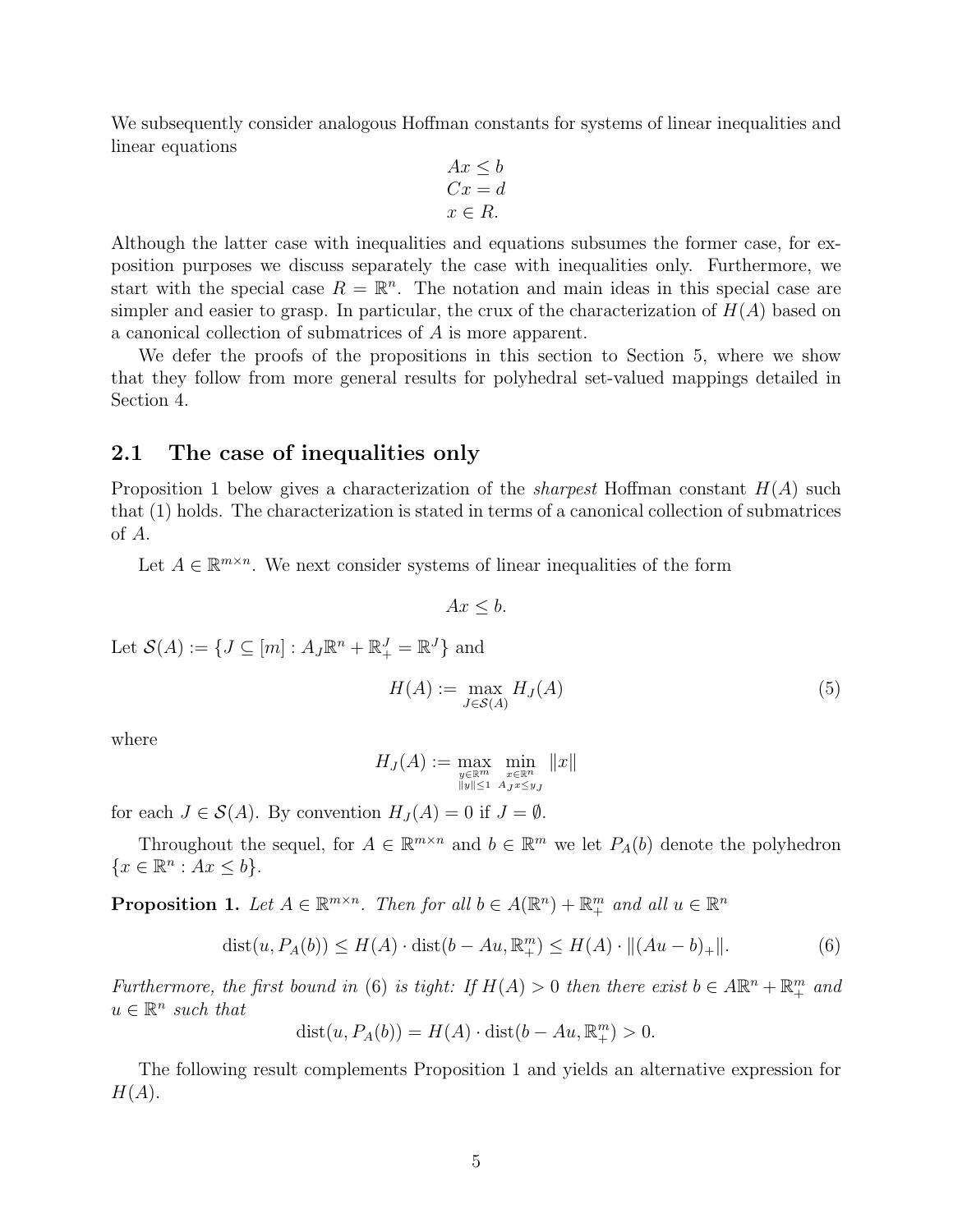We subsequently consider analogous Hoffman constants for systems of linear inequalities and linear equations

$$
\begin{aligned}
Ax &\leq b \\
Cx &= d \\
x &\in R.
\end{aligned}
$$

Although the latter case with inequalities and equations subsumes the former case, for exposition purposes we discuss separately the case with inequalities only. Furthermore, we start with the special case $R = \mathbb{R}^n$. The notation and main ideas in this special case are simpler and easier to grasp. In particular, the crux of the characterization of $H(A)$ based on a canonical collection of submatrices of $A$ is more apparent.

We defer the proofs of the propositions in this section to Section 5, where we show that they follow from more general results for polyhedral set-valued mappings detailed in Section 4.

## 2.1 The case of inequalities only

Proposition 1 below gives a characterization of the *sharpest* Hoffman constant $H(A)$ such that (1) holds. The characterization is stated in terms of a canonical collection of submatrices of $A$.

Let $A \in \mathbb{R}^{m\times n}$. We next consider systems of linear inequalities of the form

$$
Ax \leq b.
$$

Let $\mathcal{S}(A) := \{J \subseteq [m] : A_J\mathbb{R}^n + \mathbb{R}^J_+ = \mathbb{R}^J\}$ and

$$
H(A) := \max_{J\in\mathcal{S}(A)} H_J(A) \tag{5}
$$

where

$$
H_J(A) := \max_{\substack{y\in\mathbb{R}^m \\ \|y\|\leq 1}} \min_{\substack{x\in\mathbb{R}^n \\ A_Jx\leq y_J}} \|x\|
$$

for each $J \in \mathcal{S}(A)$. By convention $H_J(A) = 0$ if $J = \emptyset$.

Throughout the sequel, for $A \in \mathbb{R}^{m\times n}$ and $b \in \mathbb{R}^m$ we let $P_A(b)$ denote the polyhedron $\{x \in \mathbb{R}^n : Ax \leq b\}$.

**Proposition 1.** *Let $A \in \mathbb{R}^{m\times n}$. Then for all $b \in A(\mathbb{R}^n) + \mathbb{R}^m_+$ and all $u \in \mathbb{R}^n$*

$$
\operatorname{dist}(u, P_A(b)) \leq H(A) \cdot \operatorname{dist}(b - Au, \mathbb{R}^m_+) \leq H(A) \cdot \|(Au - b)_+\|. \tag{6}
$$

*Furthermore, the first bound in (6) is tight: If $H(A) > 0$ then there exist $b \in A\mathbb{R}^n + \mathbb{R}^m_+$ and $u \in \mathbb{R}^n$ such that*

$$
\operatorname{dist}(u, P_A(b)) = H(A) \cdot \operatorname{dist}(b - Au, \mathbb{R}^m_+) > 0.
$$

The following result complements Proposition 1 and yields an alternative expression for $H(A)$.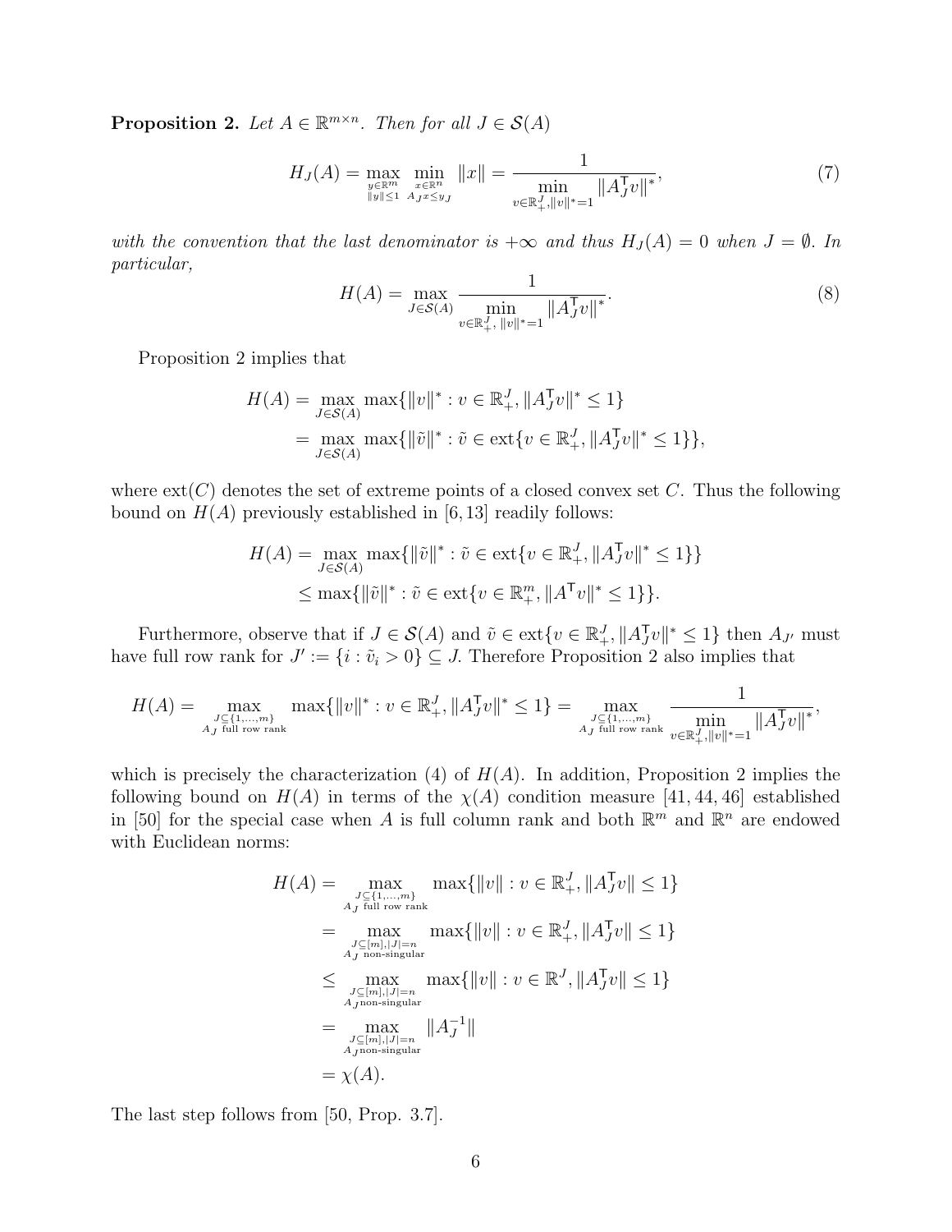**Proposition 2.** *Let $A \in \mathbb{R}^{m\times n}$. Then for all $J \in \mathcal{S}(A)$*

$$
H_J(A) = \max_{\substack{y\in\mathbb{R}^m \\ \|y\|\le 1}} \min_{\substack{x\in\mathbb{R}^n \\ A_J x \le y_J}} \|x\| = \frac{1}{\displaystyle\min_{v\in\mathbb{R}^J_+, \|v\|^*=1} \|A_J^\mathsf{T} v\|^*}, \tag{7}
$$

*with the convention that the last denominator is $+\infty$ and thus $H_J(A) = 0$ when $J = \emptyset$. In particular,*

$$
H(A) = \max_{J\in\mathcal{S}(A)} \frac{1}{\displaystyle\min_{v\in\mathbb{R}^J_+,\, \|v\|^*=1} \|A_J^\mathsf{T} v\|^*}. \tag{8}
$$

Proposition 2 implies that

$$
\begin{aligned}
H(A) &= \max_{J\in\mathcal{S}(A)} \max\{\|v\|^* : v \in \mathbb{R}^J_+, \|A_J^\mathsf{T} v\|^* \le 1\} \\
&= \max_{J\in\mathcal{S}(A)} \max\{\|\tilde{v}\|^* : \tilde{v} \in \operatorname{ext}\{v \in \mathbb{R}^J_+, \|A_J^\mathsf{T} v\|^* \le 1\}\},
\end{aligned}
$$

where $\operatorname{ext}(C)$ denotes the set of extreme points of a closed convex set $C$. Thus the following bound on $H(A)$ previously established in [6, 13] readily follows:

$$
\begin{aligned}
H(A) &= \max_{J\in\mathcal{S}(A)} \max\{\|\tilde{v}\|^* : \tilde{v} \in \operatorname{ext}\{v \in \mathbb{R}^J_+, \|A_J^\mathsf{T} v\|^* \le 1\}\} \\
&\le \max\{\|\tilde{v}\|^* : \tilde{v} \in \operatorname{ext}\{v \in \mathbb{R}^m_+, \|A^\mathsf{T} v\|^* \le 1\}\}.
\end{aligned}
$$

Furthermore, observe that if $J \in \mathcal{S}(A)$ and $\tilde{v} \in \operatorname{ext}\{v \in \mathbb{R}^J_+, \|A_J^\mathsf{T} v\|^* \le 1\}$ then $A_{J'}$ must have full row rank for $J' := \{i : \tilde{v}_i > 0\} \subseteq J$. Therefore Proposition 2 also implies that

$$
H(A) = \max_{\substack{J\subseteq\{1,\dots,m\} \\ A_J \text{ full row rank}}} \max\{\|v\|^* : v \in \mathbb{R}^J_+, \|A_J^\mathsf{T} v\|^* \le 1\} = \max_{\substack{J\subseteq\{1,\dots,m\} \\ A_J \text{ full row rank}}} \frac{1}{\displaystyle\min_{v\in\mathbb{R}^J_+, \|v\|^*=1} \|A_J^\mathsf{T} v\|^*},
$$

which is precisely the characterization (4) of $H(A)$. In addition, Proposition 2 implies the following bound on $H(A)$ in terms of the $\chi(A)$ condition measure [41, 44, 46] established in [50] for the special case when $A$ is full column rank and both $\mathbb{R}^m$ and $\mathbb{R}^n$ are endowed with Euclidean norms:

$$
\begin{aligned}
H(A) &= \max_{\substack{J\subseteq\{1,\dots,m\} \\ A_J \text{ full row rank}}} \max\{\|v\| : v \in \mathbb{R}^J_+, \|A_J^\mathsf{T} v\| \le 1\} \\
&= \max_{\substack{J\subseteq[m], |J|=n \\ A_J \text{ non-singular}}} \max\{\|v\| : v \in \mathbb{R}^J_+, \|A_J^\mathsf{T} v\| \le 1\} \\
&\le \max_{\substack{J\subseteq[m], |J|=n \\ A_J \text{non-singular}}} \max\{\|v\| : v \in \mathbb{R}^J, \|A_J^\mathsf{T} v\| \le 1\} \\
&= \max_{\substack{J\subseteq[m], |J|=n \\ A_J \text{non-singular}}} \|A_J^{-1}\| \\
&= \chi(A).
\end{aligned}
$$

The last step follows from [50, Prop. 3.7].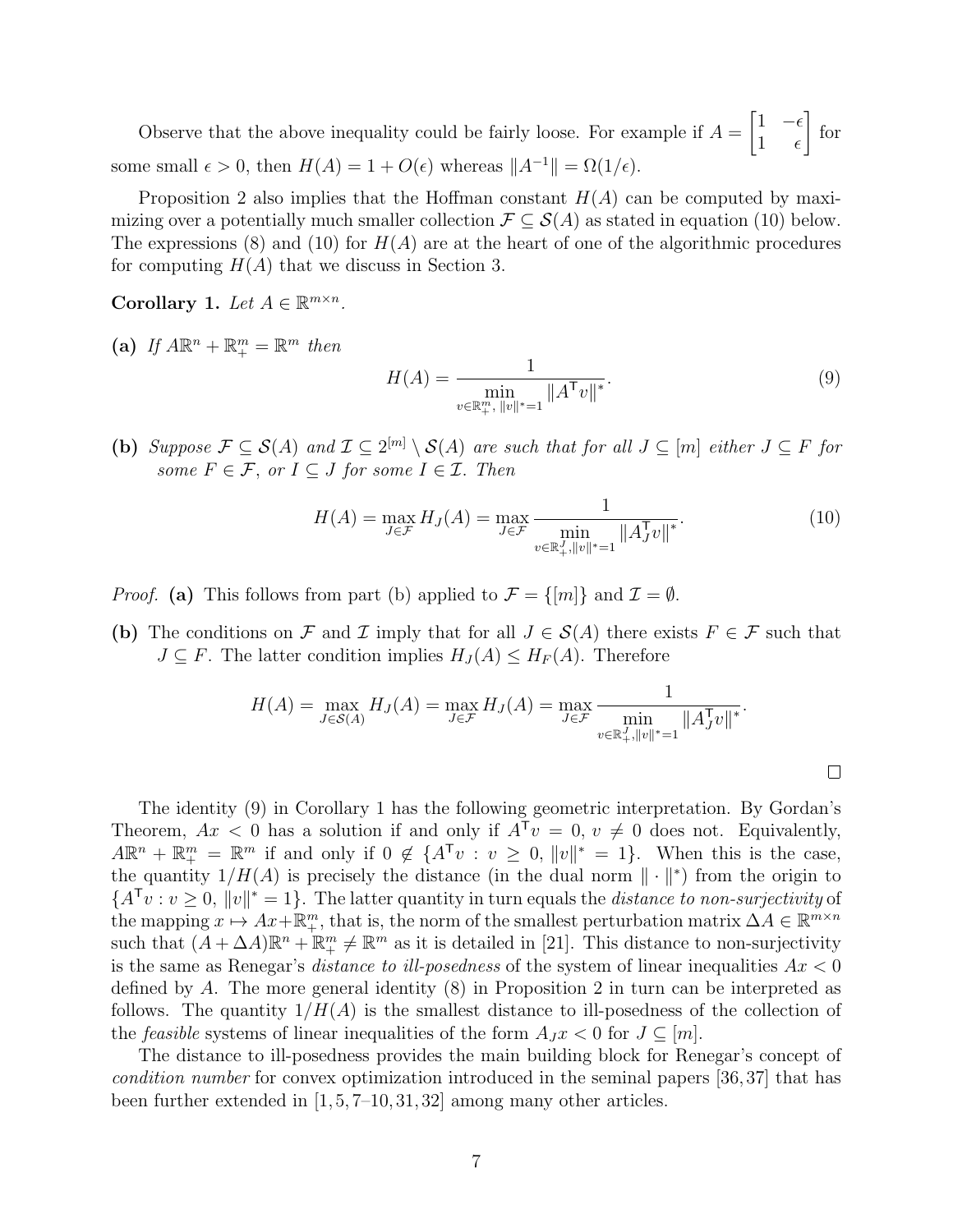Observe that the above inequality could be fairly loose. For example if $A = \begin{bmatrix} 1 & -\epsilon \\ 1 & \epsilon \end{bmatrix}$ for some small $\epsilon > 0$, then $H(A) = 1 + O(\epsilon)$ whereas $\|A^{-1}\| = \Omega(1/\epsilon)$.

Proposition 2 also implies that the Hoffman constant $H(A)$ can be computed by maximizing over a potentially much smaller collection $\mathcal{F} \subseteq \mathcal{S}(A)$ as stated in equation (10) below. The expressions (8) and (10) for $H(A)$ are at the heart of one of the algorithmic procedures for computing $H(A)$ that we discuss in Section 3.

**Corollary 1.** *Let $A \in \mathbb{R}^{m\times n}$.*

**(a)** *If $A\mathbb{R}^n + \mathbb{R}^m_+ = \mathbb{R}^m$ then*

$$H(A) = \frac{1}{\displaystyle\min_{v\in\mathbb{R}^m_+,\, \|v\|^*=1} \|A^{\mathsf{T}}v\|^*}. \tag{9}$$

**(b)** *Suppose $\mathcal{F} \subseteq \mathcal{S}(A)$ and $\mathcal{I} \subseteq 2^{[m]} \setminus \mathcal{S}(A)$ are such that for all $J \subseteq [m]$ either $J \subseteq F$ for some $F \in \mathcal{F}$, or $I \subseteq J$ for some $I \in \mathcal{I}$. Then*

$$H(A) = \max_{J\in\mathcal{F}} H_J(A) = \max_{J\in\mathcal{F}} \frac{1}{\displaystyle\min_{v\in\mathbb{R}^J_+, \|v\|^*=1} \|A_J^{\mathsf{T}}v\|^*}. \tag{10}$$

*Proof.* **(a)** This follows from part (b) applied to $\mathcal{F} = \{[m]\}$ and $\mathcal{I} = \emptyset$.

**(b)** The conditions on $\mathcal{F}$ and $\mathcal{I}$ imply that for all $J \in \mathcal{S}(A)$ there exists $F \in \mathcal{F}$ such that $J \subseteq F$. The latter condition implies $H_J(A) \le H_F(A)$. Therefore

$$H(A) = \max_{J\in\mathcal{S}(A)} H_J(A) = \max_{J\in\mathcal{F}} H_J(A) = \max_{J\in\mathcal{F}} \frac{1}{\displaystyle\min_{v\in\mathbb{R}^J_+, \|v\|^*=1} \|A_J^{\mathsf{T}}v\|^*}.$$

□

The identity (9) in Corollary 1 has the following geometric interpretation. By Gordan's Theorem, $Ax < 0$ has a solution if and only if $A^{\mathsf{T}}v = 0,\ v \neq 0$ does not. Equivalently, $A\mathbb{R}^n + \mathbb{R}^m_+ = \mathbb{R}^m$ if and only if $0 \notin \{A^{\mathsf{T}}v : v \ge 0,\ \|v\|^* = 1\}$. When this is the case, the quantity $1/H(A)$ is precisely the distance (in the dual norm $\|\cdot\|^*$) from the origin to $\{A^{\mathsf{T}}v : v \ge 0,\ \|v\|^* = 1\}$. The latter quantity in turn equals the *distance to non-surjectivity* of the mapping $x \mapsto Ax + \mathbb{R}^m_+$, that is, the norm of the smallest perturbation matrix $\Delta A \in \mathbb{R}^{m\times n}$ such that $(A + \Delta A)\mathbb{R}^n + \mathbb{R}^m_+ \neq \mathbb{R}^m$ as it is detailed in [21]. This distance to non-surjectivity is the same as Renegar's *distance to ill-posedness* of the system of linear inequalities $Ax < 0$ defined by $A$. The more general identity (8) in Proposition 2 in turn can be interpreted as follows. The quantity $1/H(A)$ is the smallest distance to ill-posedness of the collection of the *feasible* systems of linear inequalities of the form $A_Jx < 0$ for $J \subseteq [m]$.

The distance to ill-posedness provides the main building block for Renegar's concept of *condition number* for convex optimization introduced in the seminal papers [36, 37] that has been further extended in [1, 5, 7–10, 31, 32] among many other articles.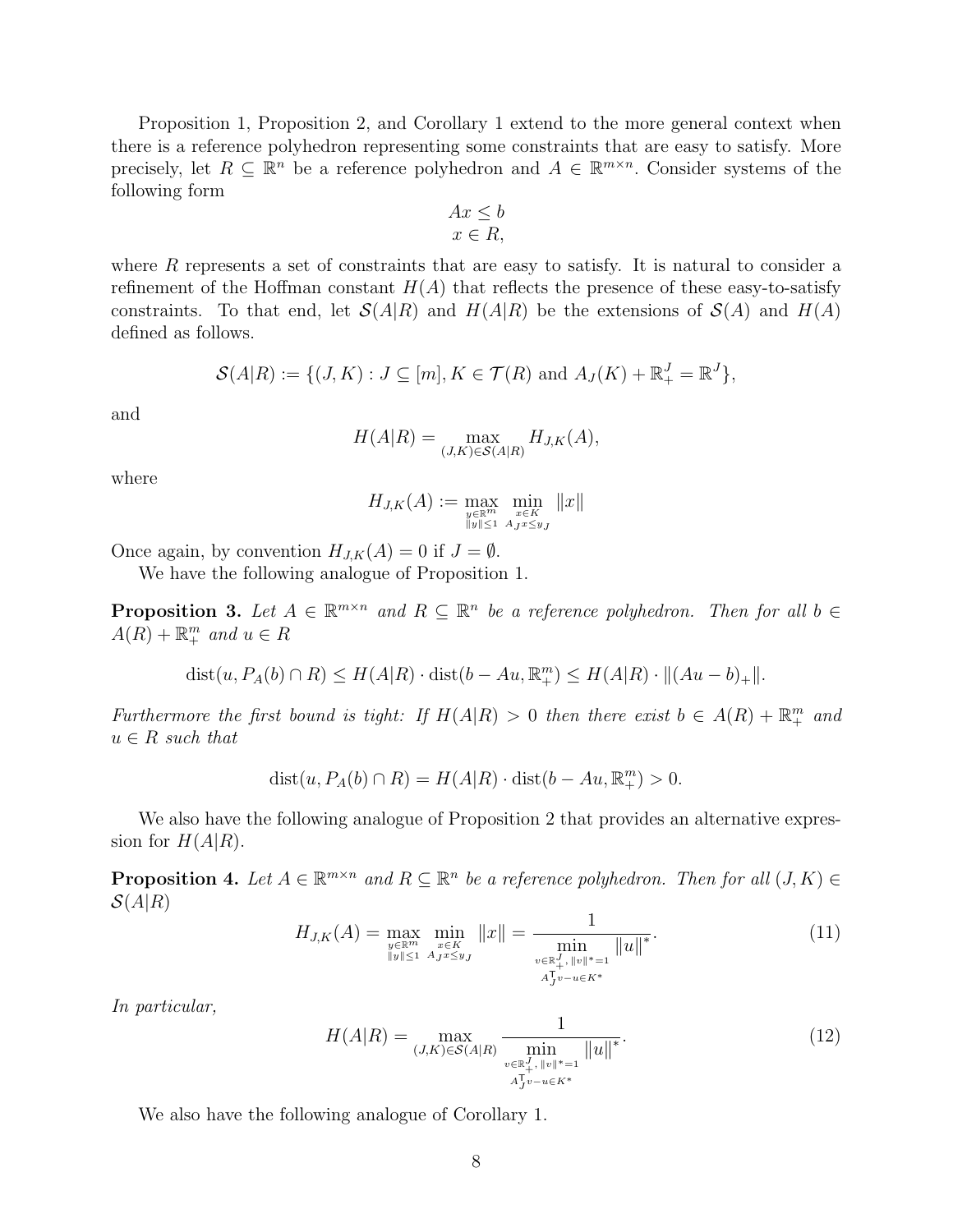Proposition 1, Proposition 2, and Corollary 1 extend to the more general context when there is a reference polyhedron representing some constraints that are easy to satisfy. More precisely, let $R \subseteq \mathbb{R}^n$ be a reference polyhedron and $A \in \mathbb{R}^{m\times n}$. Consider systems of the following form

$$
\begin{aligned}
Ax &\leq b\\
x &\in R,
\end{aligned}
$$

where $R$ represents a set of constraints that are easy to satisfy. It is natural to consider a refinement of the Hoffman constant $H(A)$ that reflects the presence of these easy-to-satisfy constraints. To that end, let $\mathcal{S}(A|R)$ and $H(A|R)$ be the extensions of $\mathcal{S}(A)$ and $H(A)$ defined as follows.

$$
\mathcal{S}(A|R) := \{(J,K) : J \subseteq [m], K \in \mathcal{T}(R) \text{ and } A_J(K) + \mathbb{R}^J_+ = \mathbb{R}^J\},
$$

and

$$
H(A|R) = \max_{(J,K)\in\mathcal{S}(A|R)} H_{J,K}(A),
$$

where

$$
H_{J,K}(A) := \max_{\substack{y\in\mathbb{R}^m\\ \|y\|\leq 1}} \min_{\substack{x\in K\\ A_Jx\leq y_J}} \|x\|
$$

Once again, by convention $H_{J,K}(A) = 0$ if $J = \emptyset$.

We have the following analogue of Proposition 1.

**Proposition 3.** *Let $A \in \mathbb{R}^{m\times n}$ and $R \subseteq \mathbb{R}^n$ be a reference polyhedron. Then for all $b \in A(R) + \mathbb{R}^m_+$ and $u \in R$*

$$
\operatorname{dist}(u, P_A(b)\cap R) \leq H(A|R)\cdot \operatorname{dist}(b - Au, \mathbb{R}^m_+) \leq H(A|R)\cdot \|(Au-b)_+\|.
$$

*Furthermore the first bound is tight: If $H(A|R) > 0$ then there exist $b \in A(R) + \mathbb{R}^m_+$ and $u \in R$ such that*

$$
\operatorname{dist}(u, P_A(b)\cap R) = H(A|R)\cdot \operatorname{dist}(b - Au, \mathbb{R}^m_+) > 0.
$$

We also have the following analogue of Proposition 2 that provides an alternative expression for $H(A|R)$.

**Proposition 4.** *Let $A \in \mathbb{R}^{m\times n}$ and $R \subseteq \mathbb{R}^n$ be a reference polyhedron. Then for all $(J,K) \in \mathcal{S}(A|R)$*

$$
H_{J,K}(A) = \max_{\substack{y\in\mathbb{R}^m\\ \|y\|\leq 1}} \min_{\substack{x\in K\\ A_Jx\leq y_J}} \|x\| = \frac{1}{\displaystyle\min_{\substack{v\in\mathbb{R}^J_+,\, \|v\|^*=1\\ A_J^{\mathsf{T}}v-u\in K^*}} \|u\|^*}. \tag{11}
$$

*In particular,*

$$
H(A|R) = \max_{(J,K)\in\mathcal{S}(A|R)} \frac{1}{\displaystyle\min_{\substack{v\in\mathbb{R}^J_+,\, \|v\|^*=1\\ A_J^{\mathsf{T}}v-u\in K^*}} \|u\|^*}. \tag{12}
$$

We also have the following analogue of Corollary 1.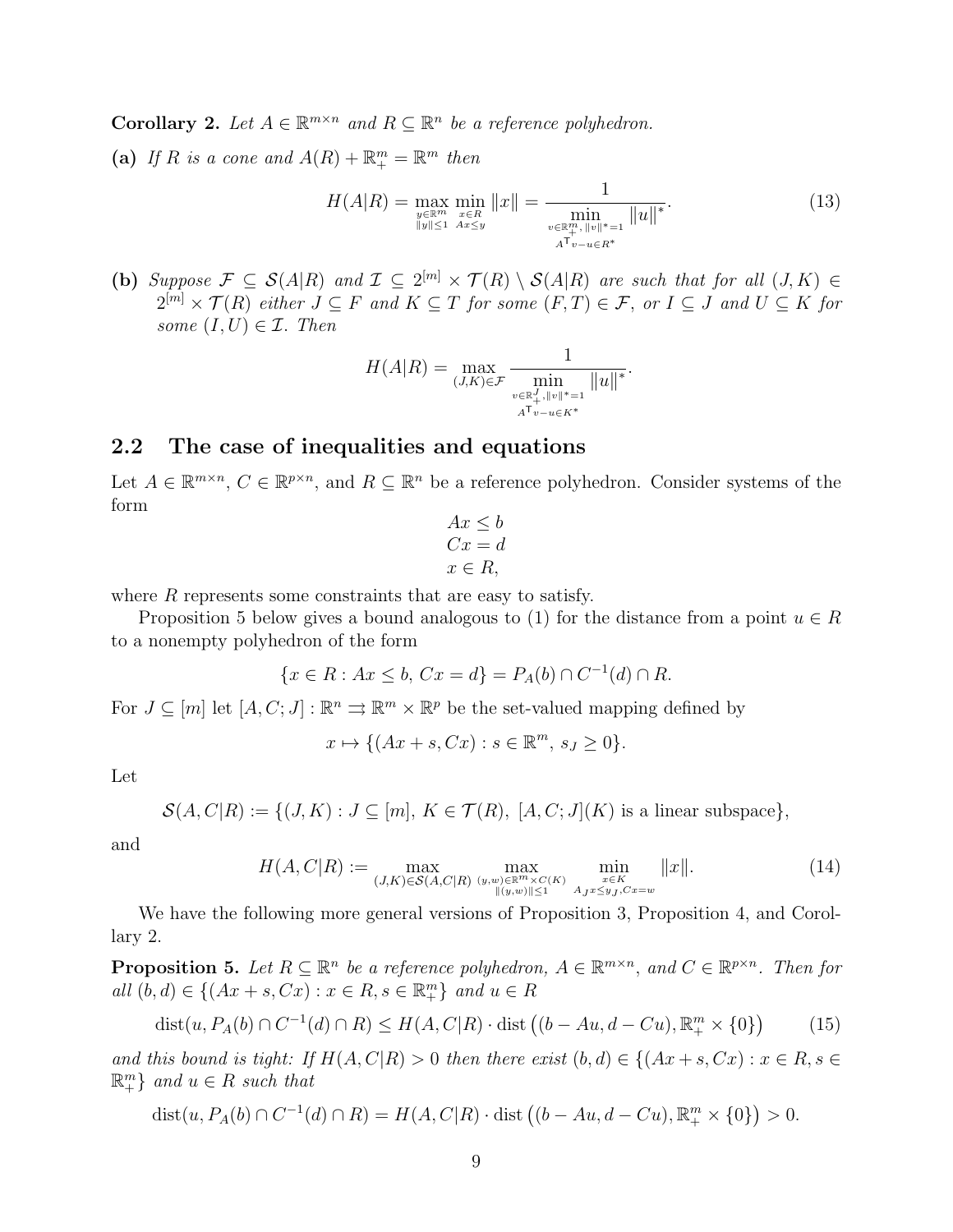**Corollary 2.** *Let $A \in \mathbb{R}^{m\times n}$ and $R \subseteq \mathbb{R}^n$ be a reference polyhedron.*

**(a)** *If $R$ is a cone and $A(R) + \mathbb{R}^m_+ = \mathbb{R}^m$ then*

$$H(A|R) = \max_{\substack{y\in\mathbb{R}^m\\ \|y\|\leq 1}} \min_{\substack{x\in R\\ Ax\leq y}} \|x\| = \frac{1}{\displaystyle\min_{\substack{v\in\mathbb{R}^m_+,\, \|v\|^*=1\\ A^\mathsf{T} v - u \in R^*}} \|u\|^*}. \tag{13}$$

**(b)** *Suppose $\mathcal{F} \subseteq \mathcal{S}(A|R)$ and $\mathcal{I} \subseteq 2^{[m]} \times \mathcal{T}(R) \setminus \mathcal{S}(A|R)$ are such that for all $(J, K) \in 2^{[m]} \times \mathcal{T}(R)$ either $J \subseteq F$ and $K \subseteq T$ for some $(F, T) \in \mathcal{F}$, or $I \subseteq J$ and $U \subseteq K$ for some $(I, U) \in \mathcal{I}$. Then*

$$H(A|R) = \max_{(J,K)\in\mathcal{F}} \frac{1}{\displaystyle\min_{\substack{v\in\mathbb{R}^J_+,\, \|v\|^*=1\\ A^\mathsf{T} v - u \in K^*}} \|u\|^*}.$$

## 2.2 The case of inequalities and equations

Let $A \in \mathbb{R}^{m\times n}$, $C \in \mathbb{R}^{p\times n}$, and $R \subseteq \mathbb{R}^n$ be a reference polyhedron. Consider systems of the form

$$\begin{aligned} Ax &\leq b\\ Cx &= d\\ x &\in R, \end{aligned}$$

where $R$ represents some constraints that are easy to satisfy.

Proposition 5 below gives a bound analogous to (1) for the distance from a point $u \in R$ to a nonempty polyhedron of the form

$$\{x \in R : Ax \leq b,\ Cx = d\} = P_A(b) \cap C^{-1}(d) \cap R.$$

For $J \subseteq [m]$ let $[A, C; J] : \mathbb{R}^n \rightrightarrows \mathbb{R}^m \times \mathbb{R}^p$ be the set-valued mapping defined by

$$x \mapsto \{(Ax + s, Cx) : s \in \mathbb{R}^m,\ s_J \geq 0\}.$$

Let

$$\mathcal{S}(A, C|R) := \{(J, K) : J \subseteq [m],\ K \in \mathcal{T}(R),\ [A, C; J](K) \text{ is a linear subspace}\},$$

and

$$H(A, C|R) := \max_{(J,K)\in\mathcal{S}(A,C|R)} \max_{\substack{(y,w)\in\mathbb{R}^m\times C(K)\\ \|(y,w)\|\leq 1}} \min_{\substack{x\in K\\ A_J x\leq y_J, Cx=w}} \|x\|. \tag{14}$$

We have the following more general versions of Proposition 3, Proposition 4, and Corollary 2.

**Proposition 5.** *Let $R \subseteq \mathbb{R}^n$ be a reference polyhedron, $A \in \mathbb{R}^{m\times n}$, and $C \in \mathbb{R}^{p\times n}$. Then for all $(b, d) \in \{(Ax + s, Cx) : x \in R, s \in \mathbb{R}^m_+\}$ and $u \in R$*

$$\operatorname{dist}(u, P_A(b) \cap C^{-1}(d) \cap R) \leq H(A, C|R) \cdot \operatorname{dist}\left((b - Au, d - Cu), \mathbb{R}^m_+ \times \{0\}\right) \tag{15}$$

*and this bound is tight: If $H(A, C|R) > 0$ then there exist $(b, d) \in \{(Ax + s, Cx) : x \in R, s \in \mathbb{R}^m_+\}$ and $u \in R$ such that*

$$\operatorname{dist}(u, P_A(b) \cap C^{-1}(d) \cap R) = H(A, C|R) \cdot \operatorname{dist}\left((b - Au, d - Cu), \mathbb{R}^m_+ \times \{0\}\right) > 0.$$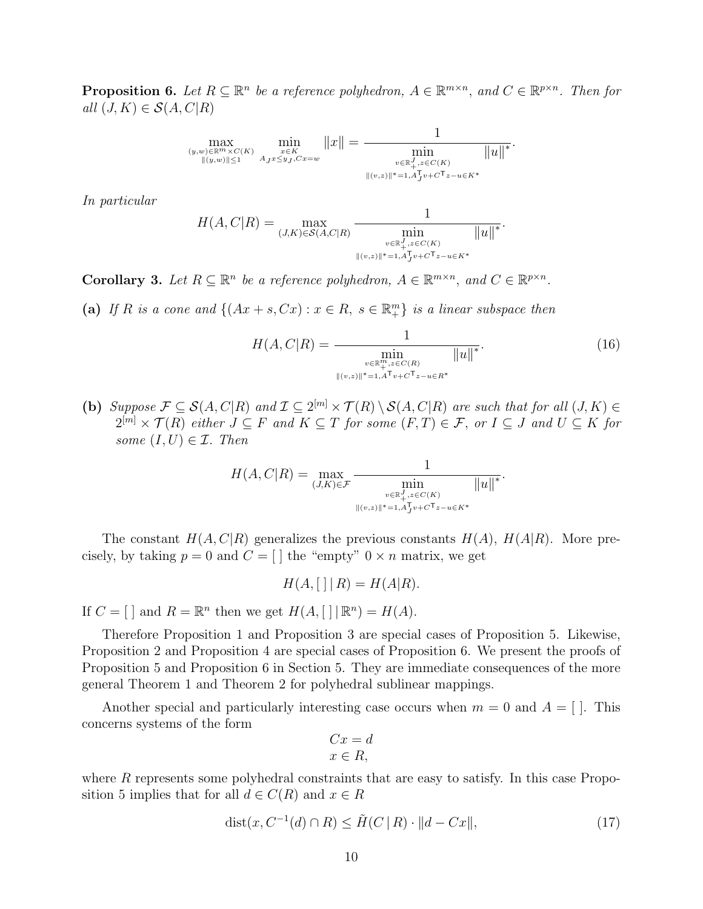**Proposition 6.** *Let $R \subseteq \mathbb{R}^n$ be a reference polyhedron, $A \in \mathbb{R}^{m\times n}$, and $C \in \mathbb{R}^{p\times n}$. Then for all $(J,K) \in \mathcal{S}(A,C|R)$*

$$\max_{\substack{(y,w)\in\mathbb{R}^m\times C(K)\\ \|(y,w)\|\le 1}} \min_{\substack{x\in K\\ A_J x\le y_J, Cx=w}} \|x\| = \frac{1}{\displaystyle\min_{\substack{v\in\mathbb{R}^J_+, z\in C(K)\\ \|(v,z)\|^*=1, A_J^\mathsf{T} v + C^\mathsf{T} z - u\in K^*}} \|u\|^*}.$$

*In particular*

$$H(A,C|R) = \max_{(J,K)\in\mathcal{S}(A,C|R)} \frac{1}{\displaystyle\min_{\substack{v\in\mathbb{R}^J_+, z\in C(K)\\ \|(v,z)\|^*=1, A_J^\mathsf{T} v + C^\mathsf{T} z - u\in K^*}} \|u\|^*}.$$

**Corollary 3.** *Let $R \subseteq \mathbb{R}^n$ be a reference polyhedron, $A \in \mathbb{R}^{m\times n}$, and $C \in \mathbb{R}^{p\times n}$.*

**(a)** *If $R$ is a cone and $\{(Ax+s, Cx) : x \in R,\ s \in \mathbb{R}^m_+\}$ is a linear subspace then*

$$H(A,C|R) = \frac{1}{\displaystyle\min_{\substack{v\in\mathbb{R}^m_+, z\in C(R)\\ \|(v,z)\|^*=1, A^\mathsf{T} v + C^\mathsf{T} z - u\in R^*}} \|u\|^*}. \tag{16}$$

**(b)** *Suppose $\mathcal{F} \subseteq \mathcal{S}(A,C|R)$ and $\mathcal{I} \subseteq 2^{[m]} \times \mathcal{T}(R) \setminus \mathcal{S}(A,C|R)$ are such that for all $(J,K) \in 2^{[m]} \times \mathcal{T}(R)$ either $J \subseteq F$ and $K \subseteq T$ for some $(F,T) \in \mathcal{F}$, or $I \subseteq J$ and $U \subseteq K$ for some $(I,U) \in \mathcal{I}$. Then*

$$H(A,C|R) = \max_{(J,K)\in\mathcal{F}} \frac{1}{\displaystyle\min_{\substack{v\in\mathbb{R}^J_+, z\in C(K)\\ \|(v,z)\|^*=1, A_J^\mathsf{T} v + C^\mathsf{T} z - u\in K^*}} \|u\|^*}.$$

The constant $H(A,C|R)$ generalizes the previous constants $H(A)$, $H(A|R)$. More precisely, by taking $p = 0$ and $C = [\,]$ the "empty" $0 \times n$ matrix, we get

$$H(A, [\,]\,|\,R) = H(A|R).$$

If $C = [\,]$ and $R = \mathbb{R}^n$ then we get $H(A, [\,]\,|\,\mathbb{R}^n) = H(A)$.

Therefore Proposition 1 and Proposition 3 are special cases of Proposition 5. Likewise, Proposition 2 and Proposition 4 are special cases of Proposition 6. We present the proofs of Proposition 5 and Proposition 6 in Section 5. They are immediate consequences of the more general Theorem 1 and Theorem 2 for polyhedral sublinear mappings.

Another special and particularly interesting case occurs when $m = 0$ and $A = [\,]$. This concerns systems of the form

$$\begin{aligned} Cx &= d \\ x &\in R, \end{aligned}$$

where $R$ represents some polyhedral constraints that are easy to satisfy. In this case Proposition 5 implies that for all $d \in C(R)$ and $x \in R$

$$\operatorname{dist}(x, C^{-1}(d)\cap R) \le \tilde{H}(C\,|\,R)\cdot\|d - Cx\|, \tag{17}$$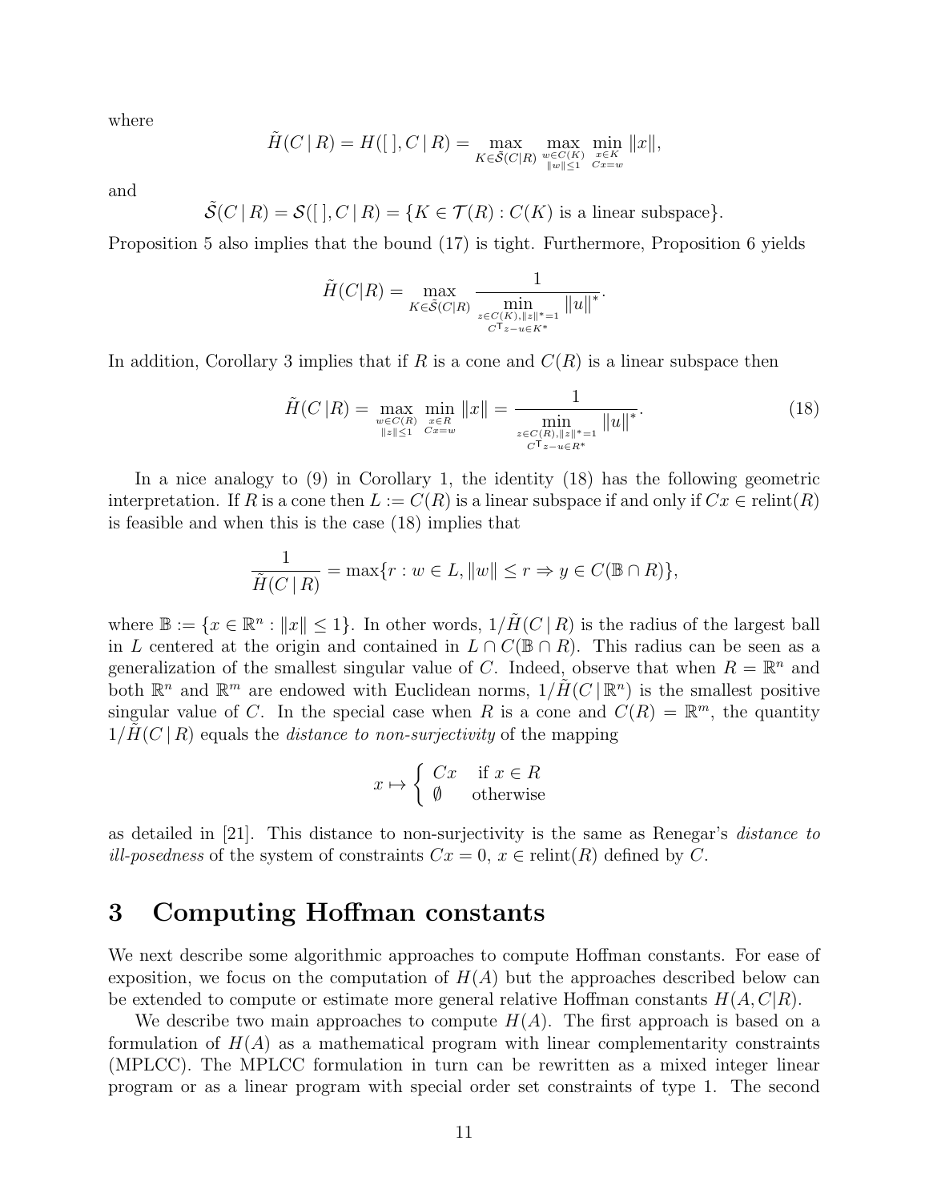where

$$\tilde{H}(C\,|\,R) = H([\,],C\,|\,R) = \max_{K\in\tilde{\mathcal{S}}(C|R)} \max_{\substack{w\in C(K)\\ \|w\|\le 1}} \min_{\substack{x\in K\\ Cx=w}} \|x\|,$$

and

$$\tilde{\mathcal{S}}(C\,|\,R) = \mathcal{S}([\,],C\,|\,R) = \{K \in \mathcal{T}(R) : C(K) \text{ is a linear subspace}\}.$$

Proposition 5 also implies that the bound (17) is tight. Furthermore, Proposition 6 yields

$$\tilde{H}(C|R) = \max_{K\in\tilde{\mathcal{S}}(C|R)} \frac{1}{\displaystyle\min_{\substack{z\in C(K),\|z\|^*=1\\ C^{\mathsf{T}}z-u\in K^*}} \|u\|^*}.$$

In addition, Corollary 3 implies that if $R$ is a cone and $C(R)$ is a linear subspace then

$$\tilde{H}(C\,|R) = \max_{\substack{w\in C(R)\\ \|z\|\le 1}} \min_{\substack{x\in R\\ Cx=w}} \|x\| = \frac{1}{\displaystyle\min_{\substack{z\in C(R),\|z\|^*=1\\ C^{\mathsf{T}}z-u\in R^*}} \|u\|^*}. \tag{18}$$

In a nice analogy to (9) in Corollary 1, the identity (18) has the following geometric interpretation. If $R$ is a cone then $L := C(R)$ is a linear subspace if and only if $Cx \in \operatorname{relint}(R)$ is feasible and when this is the case (18) implies that

$$\frac{1}{\tilde{H}(C\,|\,R)} = \max\{r : w \in L, \|w\| \le r \Rightarrow y \in C(\mathbb{B}\cap R)\},$$

where $\mathbb{B} := \{x \in \mathbb{R}^n : \|x\| \le 1\}$. In other words, $1/\tilde{H}(C\,|\,R)$ is the radius of the largest ball in $L$ centered at the origin and contained in $L \cap C(\mathbb{B}\cap R)$. This radius can be seen as a generalization of the smallest singular value of $C$. Indeed, observe that when $R = \mathbb{R}^n$ and both $\mathbb{R}^n$ and $\mathbb{R}^m$ are endowed with Euclidean norms, $1/\tilde{H}(C\,|\,\mathbb{R}^n)$ is the smallest positive singular value of $C$. In the special case when $R$ is a cone and $C(R) = \mathbb{R}^m$, the quantity $1/\tilde{H}(C\,|\,R)$ equals the *distance to non-surjectivity* of the mapping

$$x \mapsto \begin{cases} Cx & \text{if } x \in R \\ \emptyset & \text{otherwise} \end{cases}$$

as detailed in [21]. This distance to non-surjectivity is the same as Renegar's *distance to ill-posedness* of the system of constraints $Cx = 0$, $x \in \operatorname{relint}(R)$ defined by $C$.

# 3 Computing Hoffman constants

We next describe some algorithmic approaches to compute Hoffman constants. For ease of exposition, we focus on the computation of $H(A)$ but the approaches described below can be extended to compute or estimate more general relative Hoffman constants $H(A, C|R)$.

We describe two main approaches to compute $H(A)$. The first approach is based on a formulation of $H(A)$ as a mathematical program with linear complementarity constraints (MPLCC). The MPLCC formulation in turn can be rewritten as a mixed integer linear program or as a linear program with special order set constraints of type 1. The second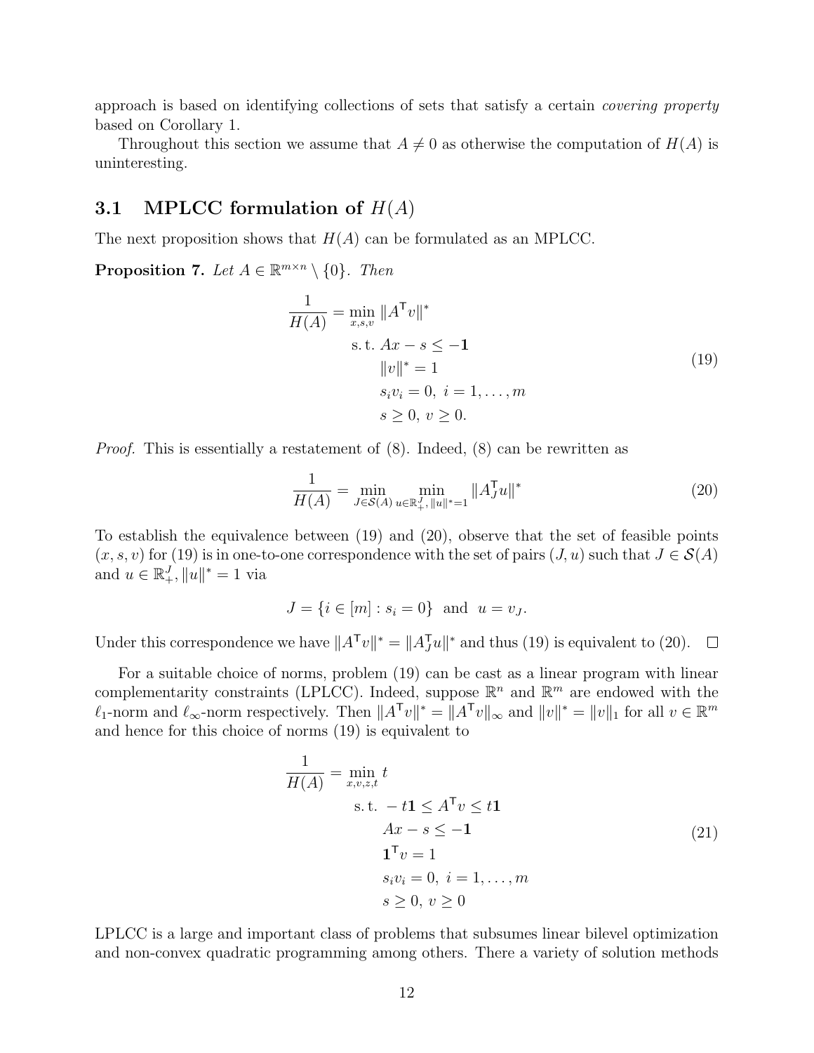approach is based on identifying collections of sets that satisfy a certain *covering property* based on Corollary 1.

Throughout this section we assume that $A \neq 0$ as otherwise the computation of $H(A)$ is uninteresting.

## 3.1 MPLCC formulation of $H(A)$

The next proposition shows that $H(A)$ can be formulated as an MPLCC.

**Proposition 7.** *Let $A \in \mathbb{R}^{m\times n} \setminus \{0\}$. Then*

$$
\begin{aligned}
\frac{1}{H(A)} = \min_{x,s,v}\ & \|A^\mathsf{T} v\|^* \\
\text{s. t.}\ & Ax - s \leq -\mathbf{1} \\
& \|v\|^* = 1 \\
& s_i v_i = 0,\ i = 1,\dots,m \\
& s \geq 0,\ v \geq 0.
\end{aligned}
\tag{19}
$$

*Proof.* This is essentially a restatement of (8). Indeed, (8) can be rewritten as

$$
\frac{1}{H(A)} = \min_{J\in\mathcal{S}(A)} \min_{u\in\mathbb{R}^J_+,\, \|u\|^*=1} \|A_J^\mathsf{T} u\|^* \tag{20}
$$

To establish the equivalence between (19) and (20), observe that the set of feasible points $(x, s, v)$ for (19) is in one-to-one correspondence with the set of pairs $(J, u)$ such that $J \in \mathcal{S}(A)$ and $u \in \mathbb{R}^J_+, \|u\|^* = 1$ via

$$
J = \{i \in [m] : s_i = 0\} \ \text{ and } \ u = v_J.
$$

Under this correspondence we have $\|A^\mathsf{T} v\|^* = \|A_J^\mathsf{T} u\|^*$ and thus (19) is equivalent to (20). $\square$

For a suitable choice of norms, problem (19) can be cast as a linear program with linear complementarity constraints (LPLCC). Indeed, suppose $\mathbb{R}^n$ and $\mathbb{R}^m$ are endowed with the $\ell_1$-norm and $\ell_\infty$-norm respectively. Then $\|A^\mathsf{T} v\|^* = \|A^\mathsf{T} v\|_\infty$ and $\|v\|^* = \|v\|_1$ for all $v \in \mathbb{R}^m$ and hence for this choice of norms (19) is equivalent to

$$
\begin{aligned}
\frac{1}{H(A)} = \min_{x,v,z,t}\ & t \\
\text{s. t.}\ & -t\mathbf{1} \leq A^\mathsf{T} v \leq t\mathbf{1} \\
& Ax - s \leq -\mathbf{1} \\
& \mathbf{1}^\mathsf{T} v = 1 \\
& s_i v_i = 0,\ i = 1,\dots,m \\
& s \geq 0,\ v \geq 0
\end{aligned}
\tag{21}
$$

LPLCC is a large and important class of problems that subsumes linear bilevel optimization and non-convex quadratic programming among others. There a variety of solution methods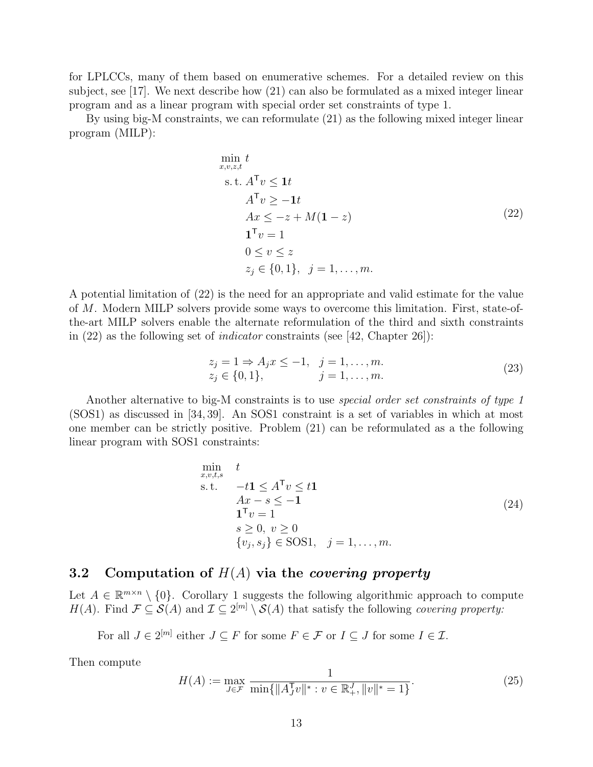for LPLCCs, many of them based on enumerative schemes. For a detailed review on this subject, see [17]. We next describe how (21) can also be formulated as a mixed integer linear program and as a linear program with special order set constraints of type 1.

By using big-M constraints, we can reformulate (21) as the following mixed integer linear program (MILP):

$$
\begin{aligned}
\min_{x,v,z,t}\ & t \\
\text{s.t. } & A^{\mathsf{T}} v \leq \mathbf{1} t \\
& A^{\mathsf{T}} v \geq -\mathbf{1} t \\
& Ax \leq -z + M(\mathbf{1} - z) \\
& \mathbf{1}^{\mathsf{T}} v = 1 \\
& 0 \leq v \leq z \\
& z_j \in \{0,1\}, \quad j = 1, \dots, m.
\end{aligned}
\tag{22}
$$

A potential limitation of (22) is the need for an appropriate and valid estimate for the value of $M$. Modern MILP solvers provide some ways to overcome this limitation. First, state-of-the-art MILP solvers enable the alternate reformulation of the third and sixth constraints in (22) as the following set of *indicator* constraints (see [42, Chapter 26]):

$$
\begin{aligned}
& z_j = 1 \Rightarrow A_j x \leq -1, && j = 1, \dots, m. \\
& z_j \in \{0,1\}, && j = 1, \dots, m.
\end{aligned}
\tag{23}
$$

Another alternative to big-M constraints is to use *special order set constraints of type 1* (SOS1) as discussed in [34, 39]. An SOS1 constraint is a set of variables in which at most one member can be strictly positive. Problem (21) can be reformulated as a the following linear program with SOS1 constraints:

$$
\begin{aligned}
\min_{x,v,t,s}\quad & t \\
\text{s.t.}\quad & -t\mathbf{1} \leq A^{\mathsf{T}} v \leq t\mathbf{1} \\
& Ax - s \leq -\mathbf{1} \\
& \mathbf{1}^{\mathsf{T}} v = 1 \\
& s \geq 0,\ v \geq 0 \\
& \{v_j, s_j\} \in \text{SOS1}, \quad j = 1, \dots, m.
\end{aligned}
\tag{24}
$$

### 3.2 Computation of $H(A)$ via the *covering property*

Let $A \in \mathbb{R}^{m \times n} \setminus \{0\}$. Corollary 1 suggests the following algorithmic approach to compute $H(A)$. Find $\mathcal{F} \subseteq \mathcal{S}(A)$ and $\mathcal{I} \subseteq 2^{[m]} \setminus \mathcal{S}(A)$ that satisfy the following *covering property:*

> For all $J \in 2^{[m]}$ either $J \subseteq F$ for some $F \in \mathcal{F}$ or $I \subseteq J$ for some $I \in \mathcal{I}$.

Then compute

$$
H(A) := \max_{J \in \mathcal{F}} \frac{1}{\min\{\|A_J^{\mathsf{T}} v\|^* : v \in \mathbb{R}^J_+, \|v\|^* = 1\}}.
\tag{25}
$$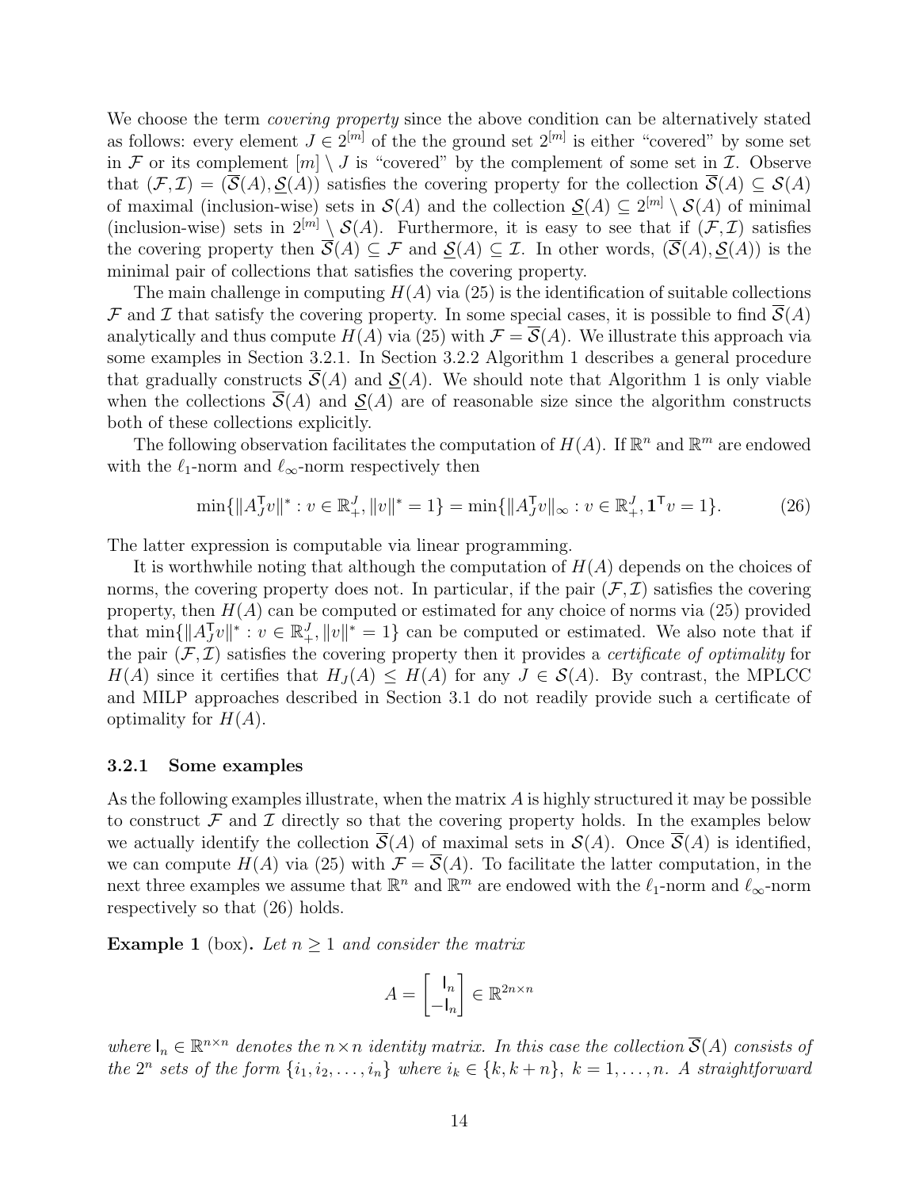We choose the term *covering property* since the above condition can be alternatively stated as follows: every element $J \in 2^{[m]}$ of the the ground set $2^{[m]}$ is either "covered" by some set in $\mathcal{F}$ or its complement $[m] \setminus J$ is "covered" by the complement of some set in $\mathcal{I}$. Observe that $(\mathcal{F}, \mathcal{I}) = (\overline{\mathcal{S}}(A), \underline{\mathcal{S}}(A))$ satisfies the covering property for the collection $\overline{\mathcal{S}}(A) \subseteq \mathcal{S}(A)$ of maximal (inclusion-wise) sets in $\mathcal{S}(A)$ and the collection $\underline{\mathcal{S}}(A) \subseteq 2^{[m]} \setminus \mathcal{S}(A)$ of minimal (inclusion-wise) sets in $2^{[m]} \setminus \mathcal{S}(A)$. Furthermore, it is easy to see that if $(\mathcal{F}, \mathcal{I})$ satisfies the covering property then $\overline{\mathcal{S}}(A) \subseteq \mathcal{F}$ and $\underline{\mathcal{S}}(A) \subseteq \mathcal{I}$. In other words, $(\overline{\mathcal{S}}(A), \underline{\mathcal{S}}(A))$ is the minimal pair of collections that satisfies the covering property.

The main challenge in computing $H(A)$ via (25) is the identification of suitable collections $\mathcal{F}$ and $\mathcal{I}$ that satisfy the covering property. In some special cases, it is possible to find $\overline{\mathcal{S}}(A)$ analytically and thus compute $H(A)$ via (25) with $\mathcal{F} = \overline{\mathcal{S}}(A)$. We illustrate this approach via some examples in Section 3.2.1. In Section 3.2.2 Algorithm 1 describes a general procedure that gradually constructs $\overline{\mathcal{S}}(A)$ and $\underline{\mathcal{S}}(A)$. We should note that Algorithm 1 is only viable when the collections $\overline{\mathcal{S}}(A)$ and $\underline{\mathcal{S}}(A)$ are of reasonable size since the algorithm constructs both of these collections explicitly.

The following observation facilitates the computation of $H(A)$. If $\mathbb{R}^n$ and $\mathbb{R}^m$ are endowed with the $\ell_1$-norm and $\ell_\infty$-norm respectively then

$$\min\{\|A_J^\mathsf{T} v\|^* : v \in \mathbb{R}^J_+, \|v\|^* = 1\} = \min\{\|A_J^\mathsf{T} v\|_\infty : v \in \mathbb{R}^J_+, \mathbf{1}^\mathsf{T} v = 1\}. \tag{26}$$

The latter expression is computable via linear programming.

It is worthwhile noting that although the computation of $H(A)$ depends on the choices of norms, the covering property does not. In particular, if the pair $(\mathcal{F}, \mathcal{I})$ satisfies the covering property, then $H(A)$ can be computed or estimated for any choice of norms via (25) provided that $\min\{\|A_J^\mathsf{T} v\|^* : v \in \mathbb{R}^J_+, \|v\|^* = 1\}$ can be computed or estimated. We also note that if the pair $(\mathcal{F}, \mathcal{I})$ satisfies the covering property then it provides a *certificate of optimality* for $H(A)$ since it certifies that $H_J(A) \leq H(A)$ for any $J \in \mathcal{S}(A)$. By contrast, the MPLCC and MILP approaches described in Section 3.1 do not readily provide such a certificate of optimality for $H(A)$.

### 3.2.1 Some examples

As the following examples illustrate, when the matrix $A$ is highly structured it may be possible to construct $\mathcal{F}$ and $\mathcal{I}$ directly so that the covering property holds. In the examples below we actually identify the collection $\overline{\mathcal{S}}(A)$ of maximal sets in $\mathcal{S}(A)$. Once $\overline{\mathcal{S}}(A)$ is identified, we can compute $H(A)$ via (25) with $\mathcal{F} = \overline{\mathcal{S}}(A)$. To facilitate the latter computation, in the next three examples we assume that $\mathbb{R}^n$ and $\mathbb{R}^m$ are endowed with the $\ell_1$-norm and $\ell_\infty$-norm respectively so that (26) holds.

**Example 1** (box)**.** *Let $n \geq 1$ and consider the matrix*

$$A = \begin{bmatrix} \mathsf{I}_n \\ -\mathsf{I}_n \end{bmatrix} \in \mathbb{R}^{2n \times n}$$

*where $\mathsf{I}_n \in \mathbb{R}^{n \times n}$ denotes the $n \times n$ identity matrix. In this case the collection $\overline{\mathcal{S}}(A)$ consists of the $2^n$ sets of the form $\{i_1, i_2, \ldots, i_n\}$ where $i_k \in \{k, k+n\},\ k = 1, \ldots, n$. A straightforward*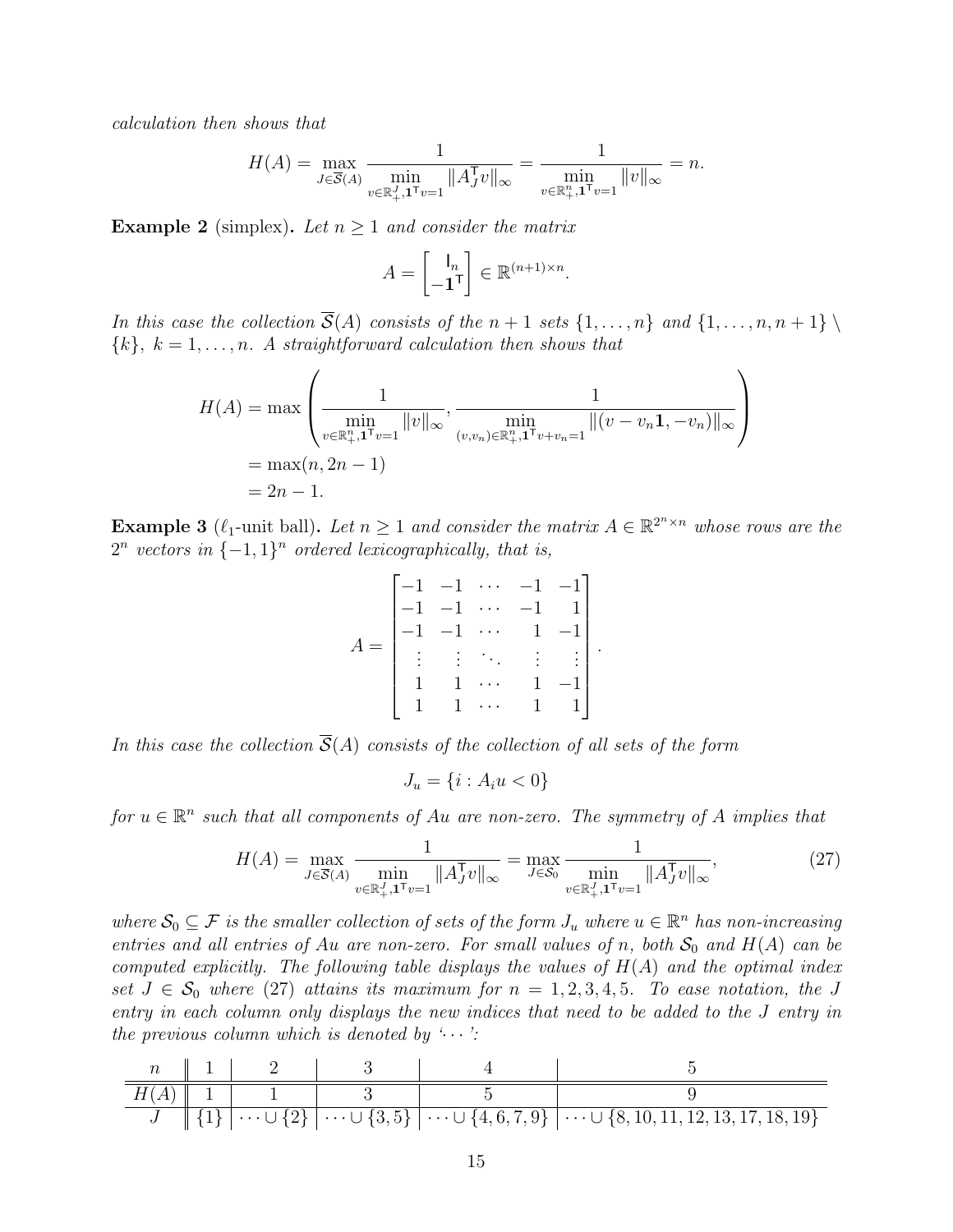*calculation then shows that*

$$H(A) = \max_{J\in\overline{\mathcal{S}}(A)} \frac{1}{\min\limits_{v\in\mathbb{R}^J_+,\mathbf{1}^\mathsf{T}v=1} \|A_J^\mathsf{T} v\|_\infty} = \frac{1}{\min\limits_{v\in\mathbb{R}^n_+,\mathbf{1}^\mathsf{T}v=1} \|v\|_\infty} = n.$$

**Example 2** (simplex)**.** *Let $n \geq 1$ and consider the matrix*

$$A = \begin{bmatrix} \mathsf{I}_n \\ -\mathbf{1}^\mathsf{T} \end{bmatrix} \in \mathbb{R}^{(n+1)\times n}.$$

*In this case the collection $\overline{\mathcal{S}}(A)$ consists of the $n+1$ sets $\{1,\ldots,n\}$ and $\{1,\ldots,n,n+1\} \setminus \{k\}$, $k = 1,\ldots,n$. A straightforward calculation then shows that*

$$\begin{aligned} H(A) &= \max\left(\frac{1}{\min\limits_{v\in\mathbb{R}^n_+,\mathbf{1}^\mathsf{T}v=1} \|v\|_\infty}, \frac{1}{\min\limits_{(v,v_n)\in\mathbb{R}^n_+,\mathbf{1}^\mathsf{T}v+v_n=1} \|(v - v_n\mathbf{1}, -v_n)\|_\infty}\right) \\ &= \max(n, 2n-1) \\ &= 2n-1. \end{aligned}$$

**Example 3** ($\ell_1$-unit ball)**.** *Let $n \geq 1$ and consider the matrix $A \in \mathbb{R}^{2^n\times n}$ whose rows are the $2^n$ vectors in $\{-1,1\}^n$ ordered lexicographically, that is,*

$$A = \begin{bmatrix} -1 & -1 & \cdots & -1 & -1 \\ -1 & -1 & \cdots & -1 & 1 \\ -1 & -1 & \cdots & 1 & -1 \\ \vdots & \vdots & \ddots & \vdots & \vdots \\ 1 & 1 & \cdots & 1 & -1 \\ 1 & 1 & \cdots & 1 & 1 \end{bmatrix}.$$

*In this case the collection $\overline{\mathcal{S}}(A)$ consists of the collection of all sets of the form*

$$J_u = \{i : A_i u < 0\}$$

*for $u \in \mathbb{R}^n$ such that all components of $Au$ are non-zero. The symmetry of $A$ implies that*

$$H(A) = \max_{J\in\overline{\mathcal{S}}(A)} \frac{1}{\min\limits_{v\in\mathbb{R}^J_+,\mathbf{1}^\mathsf{T}v=1} \|A_J^\mathsf{T} v\|_\infty} = \max_{J\in\mathcal{S}_0} \frac{1}{\min\limits_{v\in\mathbb{R}^J_+,\mathbf{1}^\mathsf{T}v=1} \|A_J^\mathsf{T} v\|_\infty}, \tag{27}$$

*where $\mathcal{S}_0 \subseteq \mathcal{F}$ is the smaller collection of sets of the form $J_u$ where $u \in \mathbb{R}^n$ has non-increasing entries and all entries of $Au$ are non-zero. For small values of $n$, both $\mathcal{S}_0$ and $H(A)$ can be computed explicitly. The following table displays the values of $H(A)$ and the optimal index set $J \in \mathcal{S}_0$ where (27) attains its maximum for $n = 1,2,3,4,5$. To ease notation, the $J$ entry in each column only displays the new indices that need to be added to the $J$ entry in the previous column which is denoted by '$\cdots$':*

| $n$ | 1 | 2 | 3 | 4 | 5 |
|---|---|---|---|---|---|
| $H(A)$ | 1 | 1 | 3 | 5 | 9 |
| $J$ | $\{1\}$ | $\cdots\cup\{2\}$ | $\cdots\cup\{3,5\}$ | $\cdots\cup\{4,6,7,9\}$ | $\cdots\cup\{8,10,11,12,13,17,18,19\}$ |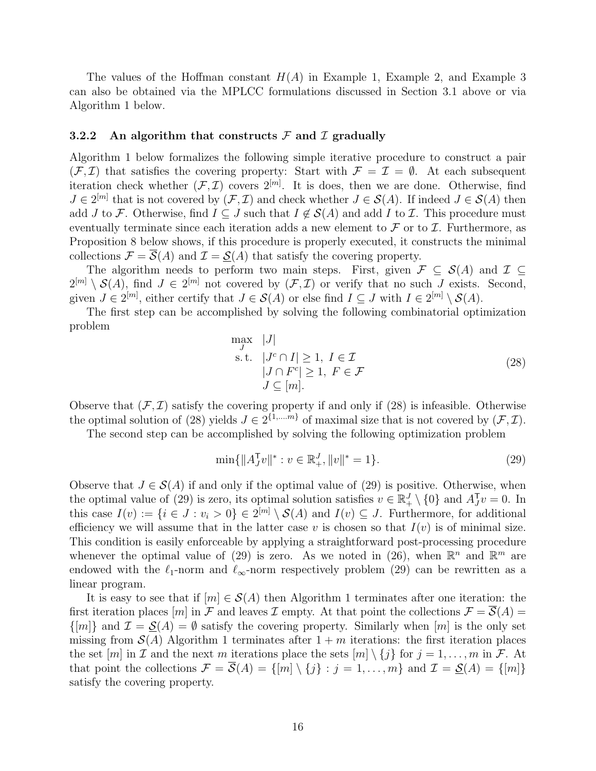The values of the Hoffman constant $H(A)$ in Example 1, Example 2, and Example 3 can also be obtained via the MPLCC formulations discussed in Section 3.1 above or via Algorithm 1 below.

### 3.2.2 An algorithm that constructs $\mathcal{F}$ and $\mathcal{I}$ gradually

Algorithm 1 below formalizes the following simple iterative procedure to construct a pair $(\mathcal{F},\mathcal{I})$ that satisfies the covering property: Start with $\mathcal{F} = \mathcal{I} = \emptyset$. At each subsequent iteration check whether $(\mathcal{F},\mathcal{I})$ covers $2^{[m]}$. It is does, then we are done. Otherwise, find $J \in 2^{[m]}$ that is not covered by $(\mathcal{F},\mathcal{I})$ and check whether $J \in \mathcal{S}(A)$. If indeed $J \in \mathcal{S}(A)$ then add $J$ to $\mathcal{F}$. Otherwise, find $I \subseteq J$ such that $I \notin \mathcal{S}(A)$ and add $I$ to $\mathcal{I}$. This procedure must eventually terminate since each iteration adds a new element to $\mathcal{F}$ or to $\mathcal{I}$. Furthermore, as Proposition 8 below shows, if this procedure is properly executed, it constructs the minimal collections $\mathcal{F} = \overline{\mathcal{S}}(A)$ and $\mathcal{I} = \underline{\mathcal{S}}(A)$ that satisfy the covering property.

The algorithm needs to perform two main steps. First, given $\mathcal{F} \subseteq \mathcal{S}(A)$ and $\mathcal{I} \subseteq 2^{[m]} \setminus \mathcal{S}(A)$, find $J \in 2^{[m]}$ not covered by $(\mathcal{F},\mathcal{I})$ or verify that no such $J$ exists. Second, given $J \in 2^{[m]}$, either certify that $J \in \mathcal{S}(A)$ or else find $I \subseteq J$ with $I \in 2^{[m]} \setminus \mathcal{S}(A)$.

The first step can be accomplished by solving the following combinatorial optimization problem

$$\begin{array}{rl} \max\limits_{J} & |J| \\ \text{s.t.} & |J^c \cap I| \geq 1,\ I \in \mathcal{I} \\ & |J \cap F^c| \geq 1,\ F \in \mathcal{F} \\ & J \subseteq [m]. \end{array} \tag{28}$$

Observe that $(\mathcal{F},\mathcal{I})$ satisfy the covering property if and only if (28) is infeasible. Otherwise the optimal solution of (28) yields $J \in 2^{\{1,\dots,m\}}$ of maximal size that is not covered by $(\mathcal{F},\mathcal{I})$.

The second step can be accomplished by solving the following optimization problem

$$\min\{\|A_J^{\mathsf{T}} v\|^* : v \in \mathbb{R}^J_+, \|v\|^* = 1\}. \tag{29}$$

Observe that $J \in \mathcal{S}(A)$ if and only if the optimal value of (29) is positive. Otherwise, when the optimal value of (29) is zero, its optimal solution satisfies $v \in \mathbb{R}^J_+ \setminus \{0\}$ and $A_J^{\mathsf{T}} v = 0$. In this case $I(v) := \{i \in J : v_i > 0\} \in 2^{[m]} \setminus \mathcal{S}(A)$ and $I(v) \subseteq J$. Furthermore, for additional efficiency we will assume that in the latter case $v$ is chosen so that $I(v)$ is of minimal size. This condition is easily enforceable by applying a straightforward post-processing procedure whenever the optimal value of (29) is zero. As we noted in (26), when $\mathbb{R}^n$ and $\mathbb{R}^m$ are endowed with the $\ell_1$-norm and $\ell_\infty$-norm respectively problem (29) can be rewritten as a linear program.

It is easy to see that if $[m] \in \mathcal{S}(A)$ then Algorithm 1 terminates after one iteration: the first iteration places $[m]$ in $\mathcal{F}$ and leaves $\mathcal{I}$ empty. At that point the collections $\mathcal{F} = \overline{\mathcal{S}}(A) = \{[m]\}$ and $\mathcal{I} = \underline{\mathcal{S}}(A) = \emptyset$ satisfy the covering property. Similarly when $[m]$ is the only set missing from $\mathcal{S}(A)$ Algorithm 1 terminates after $1 + m$ iterations: the first iteration places the set $[m]$ in $\mathcal{I}$ and the next $m$ iterations place the sets $[m] \setminus \{j\}$ for $j = 1, \dots, m$ in $\mathcal{F}$. At that point the collections $\mathcal{F} = \overline{\mathcal{S}}(A) = \{[m] \setminus \{j\} : j = 1, \dots, m\}$ and $\mathcal{I} = \underline{\mathcal{S}}(A) = \{[m]\}$ satisfy the covering property.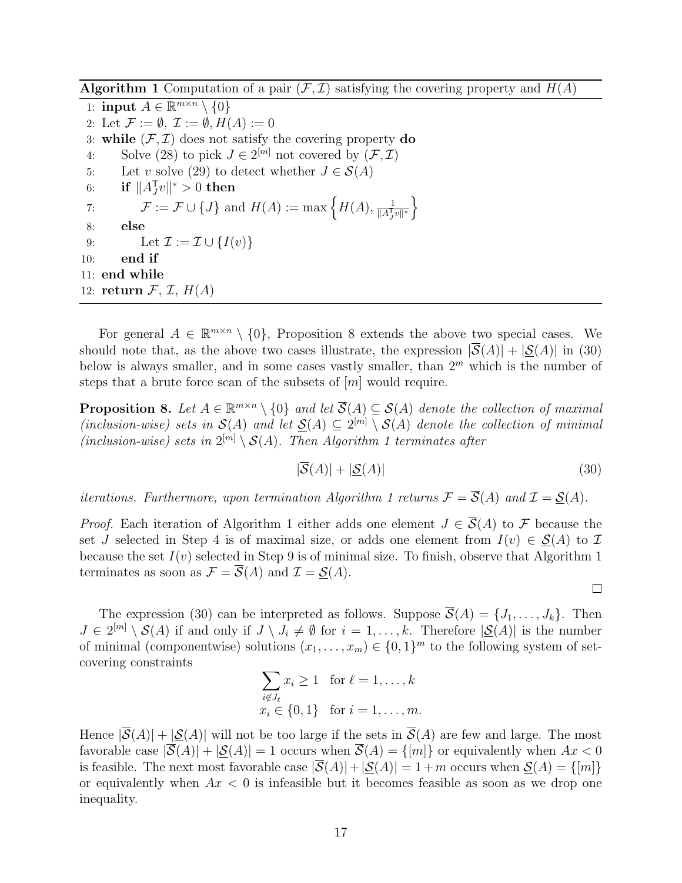**Algorithm 1** Computation of a pair $(\mathcal{F}, \mathcal{I})$ satisfying the covering property and $H(A)$

```
1:  input A ∈ ℝ^{m×n} \ {0}
2:  Let F := ∅, I := ∅, H(A) := 0
3:  while (F, I) does not satisfy the covering property do
4:      Solve (28) to pick J ∈ 2^[m] not covered by (F, I)
5:      Let v solve (29) to detect whether J ∈ S(A)
6:      if ‖A_J^T v‖* > 0 then
7:          F := F ∪ {J} and H(A) := max{H(A), 1/‖A_J^T v‖*}
8:      else
9:          Let I := I ∪ {I(v)}
10:     end if
11: end while
12: return F, I, H(A)
```

For general $A \in \mathbb{R}^{m\times n} \setminus \{0\}$, Proposition 8 extends the above two special cases. We should note that, as the above two cases illustrate, the expression $|\overline{\mathcal{S}}(A)| + |\underline{\mathcal{S}}(A)|$ in (30) below is always smaller, and in some cases vastly smaller, than $2^m$ which is the number of steps that a brute force scan of the subsets of $[m]$ would require.

**Proposition 8.** *Let $A \in \mathbb{R}^{m\times n} \setminus \{0\}$ and let $\overline{\mathcal{S}}(A) \subseteq \mathcal{S}(A)$ denote the collection of maximal (inclusion-wise) sets in $\mathcal{S}(A)$ and let $\underline{\mathcal{S}}(A) \subseteq 2^{[m]} \setminus \mathcal{S}(A)$ denote the collection of minimal (inclusion-wise) sets in $2^{[m]} \setminus \mathcal{S}(A)$. Then Algorithm 1 terminates after*

$$|\overline{\mathcal{S}}(A)| + |\underline{\mathcal{S}}(A)| \tag{30}$$

*iterations. Furthermore, upon termination Algorithm 1 returns $\mathcal{F} = \overline{\mathcal{S}}(A)$ and $\mathcal{I} = \underline{\mathcal{S}}(A)$.*

*Proof.* Each iteration of Algorithm 1 either adds one element $J \in \overline{\mathcal{S}}(A)$ to $\mathcal{F}$ because the set $J$ selected in Step 4 is of maximal size, or adds one element from $I(v) \in \underline{\mathcal{S}}(A)$ to $\mathcal{I}$ because the set $I(v)$ selected in Step 9 is of minimal size. To finish, observe that Algorithm 1 terminates as soon as $\mathcal{F} = \overline{\mathcal{S}}(A)$ and $\mathcal{I} = \underline{\mathcal{S}}(A)$. $\square$

The expression (30) can be interpreted as follows. Suppose $\overline{\mathcal{S}}(A) = \{J_1, \ldots, J_k\}$. Then $J \in 2^{[m]} \setminus \mathcal{S}(A)$ if and only if $J \setminus J_i \neq \emptyset$ for $i = 1, \ldots, k$. Therefore $|\underline{\mathcal{S}}(A)|$ is the number of minimal (componentwise) solutions $(x_1, \ldots, x_m) \in \{0,1\}^m$ to the following system of set-covering constraints

$$\begin{aligned} \sum_{i \notin J_\ell} x_i &\geq 1 \quad \text{for } \ell = 1, \ldots, k \\ x_i &\in \{0,1\} \quad \text{for } i = 1, \ldots, m. \end{aligned}$$

Hence $|\overline{\mathcal{S}}(A)| + |\underline{\mathcal{S}}(A)|$ will not be too large if the sets in $\overline{\mathcal{S}}(A)$ are few and large. The most favorable case $|\overline{\mathcal{S}}(A)| + |\underline{\mathcal{S}}(A)| = 1$ occurs when $\overline{\mathcal{S}}(A) = \{[m]\}$ or equivalently when $Ax < 0$ is feasible. The next most favorable case $|\overline{\mathcal{S}}(A)| + |\underline{\mathcal{S}}(A)| = 1 + m$ occurs when $\underline{\mathcal{S}}(A) = \{[m]\}$ or equivalently when $Ax < 0$ is infeasible but it becomes feasible as soon as we drop one inequality.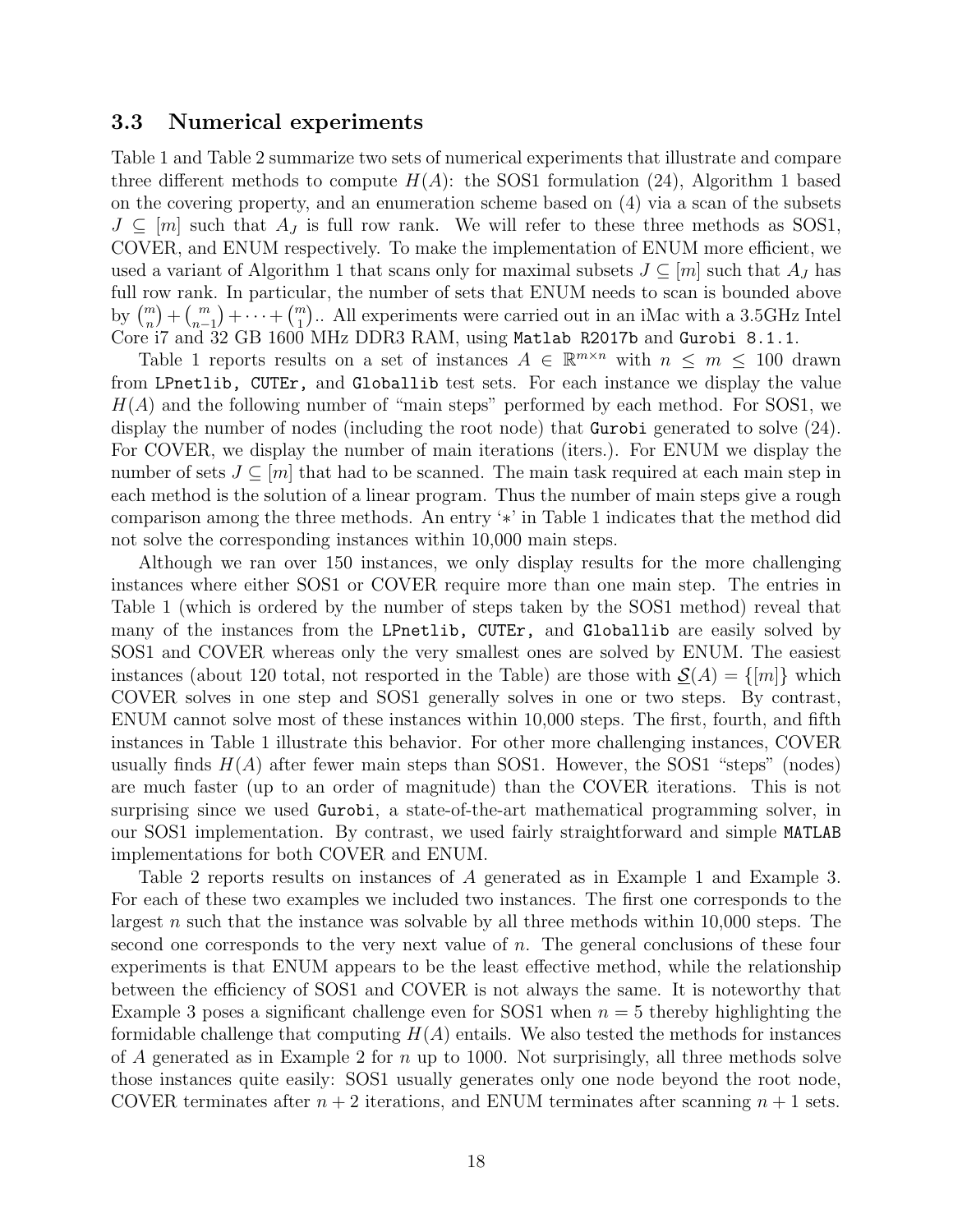### 3.3 Numerical experiments

Table 1 and Table 2 summarize two sets of numerical experiments that illustrate and compare three different methods to compute $H(A)$: the SOS1 formulation (24), Algorithm 1 based on the covering property, and an enumeration scheme based on (4) via a scan of the subsets $J \subseteq [m]$ such that $A_J$ is full row rank. We will refer to these three methods as SOS1, COVER, and ENUM respectively. To make the implementation of ENUM more efficient, we used a variant of Algorithm 1 that scans only for maximal subsets $J \subseteq [m]$ such that $A_J$ has full row rank. In particular, the number of sets that ENUM needs to scan is bounded above by $\binom{m}{n} + \binom{m}{n-1} + \cdots + \binom{m}{1}$.. All experiments were carried out in an iMac with a 3.5GHz Intel Core i7 and 32 GB 1600 MHz DDR3 RAM, using `Matlab R2017b` and `Gurobi 8.1.1`.

Table 1 reports results on a set of instances $A \in \mathbb{R}^{m \times n}$ with $n \leq m \leq 100$ drawn from `LPnetlib, CUTEr,` and `Globallib` test sets. For each instance we display the value $H(A)$ and the following number of "main steps" performed by each method. For SOS1, we display the number of nodes (including the root node) that `Gurobi` generated to solve (24). For COVER, we display the number of main iterations (iters.). For ENUM we display the number of sets $J \subseteq [m]$ that had to be scanned. The main task required at each main step in each method is the solution of a linear program. Thus the number of main steps give a rough comparison among the three methods. An entry '$*$' in Table 1 indicates that the method did not solve the corresponding instances within 10,000 main steps.

Although we ran over 150 instances, we only display results for the more challenging instances where either SOS1 or COVER require more than one main step. The entries in Table 1 (which is ordered by the number of steps taken by the SOS1 method) reveal that many of the instances from the `LPnetlib, CUTEr,` and `Globallib` are easily solved by SOS1 and COVER whereas only the very smallest ones are solved by ENUM. The easiest instances (about 120 total, not resported in the Table) are those with $\underline{\mathcal{S}}(A) = \{[m]\}$ which COVER solves in one step and SOS1 generally solves in one or two steps. By contrast, ENUM cannot solve most of these instances within 10,000 steps. The first, fourth, and fifth instances in Table 1 illustrate this behavior. For other more challenging instances, COVER usually finds $H(A)$ after fewer main steps than SOS1. However, the SOS1 "steps" (nodes) are much faster (up to an order of magnitude) than the COVER iterations. This is not surprising since we used `Gurobi`, a state-of-the-art mathematical programming solver, in our SOS1 implementation. By contrast, we used fairly straightforward and simple `MATLAB` implementations for both COVER and ENUM.

Table 2 reports results on instances of $A$ generated as in Example 1 and Example 3. For each of these two examples we included two instances. The first one corresponds to the largest $n$ such that the instance was solvable by all three methods within 10,000 steps. The second one corresponds to the very next value of $n$. The general conclusions of these four experiments is that ENUM appears to be the least effective method, while the relationship between the efficiency of SOS1 and COVER is not always the same. It is noteworthy that Example 3 poses a significant challenge even for SOS1 when $n = 5$ thereby highlighting the formidable challenge that computing $H(A)$ entails. We also tested the methods for instances of $A$ generated as in Example 2 for $n$ up to 1000. Not surprisingly, all three methods solve those instances quite easily: SOS1 usually generates only one node beyond the root node, COVER terminates after $n + 2$ iterations, and ENUM terminates after scanning $n + 1$ sets.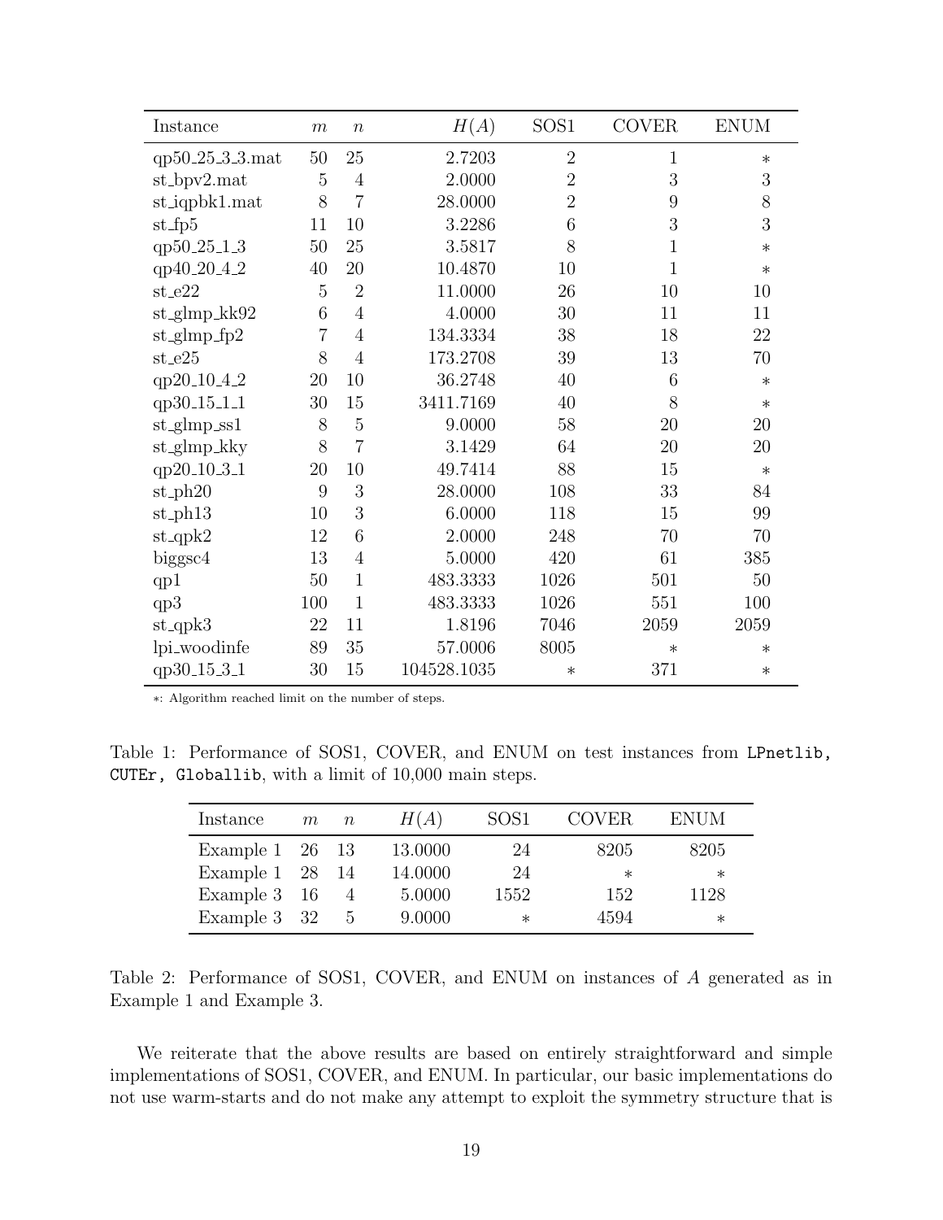| Instance | $m$ | $n$ | $H(A)$ | SOS1 | COVER | ENUM |
|---|---|---|---|---|---|---|
| qp50_25_3_3.mat | 50 | 25 | 2.7203 | 2 | 1 | * |
| st_bpv2.mat | 5 | 4 | 2.0000 | 2 | 3 | 3 |
| st_iqpbk1.mat | 8 | 7 | 28.0000 | 2 | 9 | 8 |
| st_fp5 | 11 | 10 | 3.2286 | 6 | 3 | 3 |
| qp50_25_1_3 | 50 | 25 | 3.5817 | 8 | 1 | * |
| qp40_20_4_2 | 40 | 20 | 10.4870 | 10 | 1 | * |
| st_e22 | 5 | 2 | 11.0000 | 26 | 10 | 10 |
| st_glmp_kk92 | 6 | 4 | 4.0000 | 30 | 11 | 11 |
| st_glmp_fp2 | 7 | 4 | 134.3334 | 38 | 18 | 22 |
| st_e25 | 8 | 4 | 173.2708 | 39 | 13 | 70 |
| qp20_10_4_2 | 20 | 10 | 36.2748 | 40 | 6 | * |
| qp30_15_1_1 | 30 | 15 | 3411.7169 | 40 | 8 | * |
| st_glmp_ss1 | 8 | 5 | 9.0000 | 58 | 20 | 20 |
| st_glmp_kky | 8 | 7 | 3.1429 | 64 | 20 | 20 |
| qp20_10_3_1 | 20 | 10 | 49.7414 | 88 | 15 | * |
| st_ph20 | 9 | 3 | 28.0000 | 108 | 33 | 84 |
| st_ph13 | 10 | 3 | 6.0000 | 118 | 15 | 99 |
| st_qpk2 | 12 | 6 | 2.0000 | 248 | 70 | 70 |
| biggsc4 | 13 | 4 | 5.0000 | 420 | 61 | 385 |
| qp1 | 50 | 1 | 483.3333 | 1026 | 501 | 50 |
| qp3 | 100 | 1 | 483.3333 | 1026 | 551 | 100 |
| st_qpk3 | 22 | 11 | 1.8196 | 7046 | 2059 | 2059 |
| lpi_woodinfe | 89 | 35 | 57.0006 | 8005 | * | * |
| qp30_15_3_1 | 30 | 15 | 104528.1035 | * | 371 | * |

*: Algorithm reached limit on the number of steps.

Table 1: Performance of SOS1, COVER, and ENUM on test instances from `LPnetlib, CUTEr, Globallib`, with a limit of 10,000 main steps.

| Instance | $m$ | $n$ | $H(A)$ | SOS1 | COVER | ENUM |
|---|---|---|---|---|---|---|
| Example 1 | 26 | 13 | 13.0000 | 24 | 8205 | 8205 |
| Example 1 | 28 | 14 | 14.0000 | 24 | * | * |
| Example 3 | 16 | 4 | 5.0000 | 1552 | 152 | 1128 |
| Example 3 | 32 | 5 | 9.0000 | * | 4594 | * |

Table 2: Performance of SOS1, COVER, and ENUM on instances of $A$ generated as in Example 1 and Example 3.

We reiterate that the above results are based on entirely straightforward and simple implementations of SOS1, COVER, and ENUM. In particular, our basic implementations do not use warm-starts and do not make any attempt to exploit the symmetry structure that is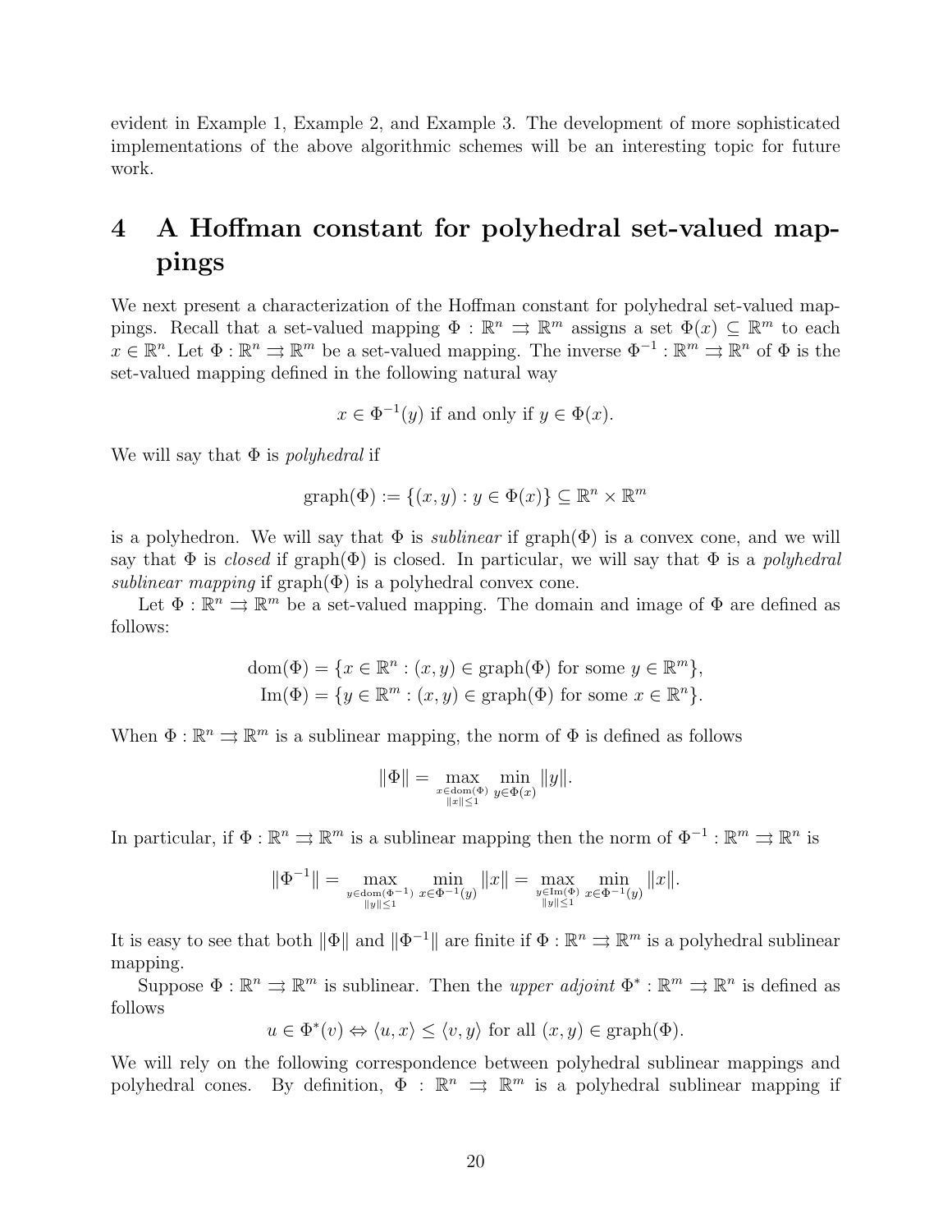evident in Example 1, Example 2, and Example 3. The development of more sophisticated implementations of the above algorithmic schemes will be an interesting topic for future work.

# 4 A Hoffman constant for polyhedral set-valued mappings

We next present a characterization of the Hoffman constant for polyhedral set-valued mappings. Recall that a set-valued mapping $\Phi : \mathbb{R}^n \rightrightarrows \mathbb{R}^m$ assigns a set $\Phi(x) \subseteq \mathbb{R}^m$ to each $x \in \mathbb{R}^n$. Let $\Phi : \mathbb{R}^n \rightrightarrows \mathbb{R}^m$ be a set-valued mapping. The inverse $\Phi^{-1} : \mathbb{R}^m \rightrightarrows \mathbb{R}^n$ of $\Phi$ is the set-valued mapping defined in the following natural way

$$x \in \Phi^{-1}(y) \text{ if and only if } y \in \Phi(x).$$

We will say that $\Phi$ is *polyhedral* if

$$\text{graph}(\Phi) := \{(x, y) : y \in \Phi(x)\} \subseteq \mathbb{R}^n \times \mathbb{R}^m$$

is a polyhedron. We will say that $\Phi$ is *sublinear* if graph($\Phi$) is a convex cone, and we will say that $\Phi$ is *closed* if graph($\Phi$) is closed. In particular, we will say that $\Phi$ is a *polyhedral sublinear mapping* if graph($\Phi$) is a polyhedral convex cone.

Let $\Phi : \mathbb{R}^n \rightrightarrows \mathbb{R}^m$ be a set-valued mapping. The domain and image of $\Phi$ are defined as follows:

$$\begin{aligned}
\text{dom}(\Phi) &= \{x \in \mathbb{R}^n : (x, y) \in \text{graph}(\Phi) \text{ for some } y \in \mathbb{R}^m\}, \\
\text{Im}(\Phi) &= \{y \in \mathbb{R}^m : (x, y) \in \text{graph}(\Phi) \text{ for some } x \in \mathbb{R}^n\}.
\end{aligned}$$

When $\Phi : \mathbb{R}^n \rightrightarrows \mathbb{R}^m$ is a sublinear mapping, the norm of $\Phi$ is defined as follows

$$\|\Phi\| = \max_{\substack{x \in \text{dom}(\Phi) \\ \|x\| \leq 1}} \min_{y \in \Phi(x)} \|y\|.$$

In particular, if $\Phi : \mathbb{R}^n \rightrightarrows \mathbb{R}^m$ is a sublinear mapping then the norm of $\Phi^{-1} : \mathbb{R}^m \rightrightarrows \mathbb{R}^n$ is

$$\|\Phi^{-1}\| = \max_{\substack{y \in \text{dom}(\Phi^{-1}) \\ \|y\| \leq 1}} \min_{x \in \Phi^{-1}(y)} \|x\| = \max_{\substack{y \in \text{Im}(\Phi) \\ \|y\| \leq 1}} \min_{x \in \Phi^{-1}(y)} \|x\|.$$

It is easy to see that both $\|\Phi\|$ and $\|\Phi^{-1}\|$ are finite if $\Phi : \mathbb{R}^n \rightrightarrows \mathbb{R}^m$ is a polyhedral sublinear mapping.

Suppose $\Phi : \mathbb{R}^n \rightrightarrows \mathbb{R}^m$ is sublinear. Then the *upper adjoint* $\Phi^* : \mathbb{R}^m \rightrightarrows \mathbb{R}^n$ is defined as follows

$$u \in \Phi^*(v) \Leftrightarrow \langle u, x \rangle \leq \langle v, y \rangle \text{ for all } (x, y) \in \text{graph}(\Phi).$$

We will rely on the following correspondence between polyhedral sublinear mappings and polyhedral cones. By definition, $\Phi : \mathbb{R}^n \rightrightarrows \mathbb{R}^m$ is a polyhedral sublinear mapping if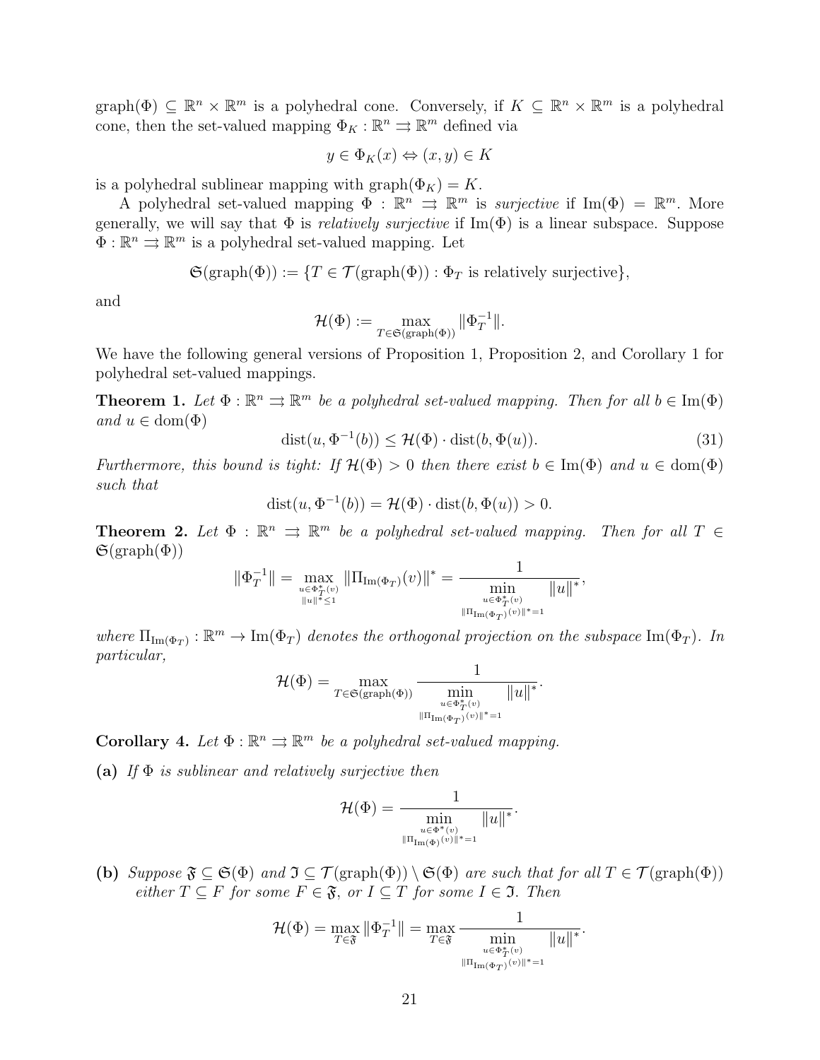graph$(\Phi) \subseteq \mathbb{R}^n \times \mathbb{R}^m$ is a polyhedral cone. Conversely, if $K \subseteq \mathbb{R}^n \times \mathbb{R}^m$ is a polyhedral cone, then the set-valued mapping $\Phi_K : \mathbb{R}^n \rightrightarrows \mathbb{R}^m$ defined via

$$y \in \Phi_K(x) \Leftrightarrow (x, y) \in K$$

is a polyhedral sublinear mapping with graph$(\Phi_K) = K$.

A polyhedral set-valued mapping $\Phi : \mathbb{R}^n \rightrightarrows \mathbb{R}^m$ is *surjective* if $\operatorname{Im}(\Phi) = \mathbb{R}^m$. More generally, we will say that $\Phi$ is *relatively surjective* if $\operatorname{Im}(\Phi)$ is a linear subspace. Suppose $\Phi : \mathbb{R}^n \rightrightarrows \mathbb{R}^m$ is a polyhedral set-valued mapping. Let

$$\mathfrak{S}(\text{graph}(\Phi)) := \{T \in \mathcal{T}(\text{graph}(\Phi)) : \Phi_T \text{ is relatively surjective}\},$$

and

$$\mathcal{H}(\Phi) := \max_{T \in \mathfrak{S}(\text{graph}(\Phi))} \|\Phi_T^{-1}\|.$$

We have the following general versions of Proposition 1, Proposition 2, and Corollary 1 for polyhedral set-valued mappings.

**Theorem 1.** *Let $\Phi : \mathbb{R}^n \rightrightarrows \mathbb{R}^m$ be a polyhedral set-valued mapping. Then for all $b \in \operatorname{Im}(\Phi)$ and $u \in \operatorname{dom}(\Phi)$*

$$\operatorname{dist}(u, \Phi^{-1}(b)) \leq \mathcal{H}(\Phi) \cdot \operatorname{dist}(b, \Phi(u)). \tag{31}$$

*Furthermore, this bound is tight: If $\mathcal{H}(\Phi) > 0$ then there exist $b \in \operatorname{Im}(\Phi)$ and $u \in \operatorname{dom}(\Phi)$ such that*

$$\operatorname{dist}(u, \Phi^{-1}(b)) = \mathcal{H}(\Phi) \cdot \operatorname{dist}(b, \Phi(u)) > 0.$$

**Theorem 2.** *Let $\Phi : \mathbb{R}^n \rightrightarrows \mathbb{R}^m$ be a polyhedral set-valued mapping. Then for all $T \in \mathfrak{S}(\text{graph}(\Phi))$*

$$\|\Phi_T^{-1}\| = \max_{\substack{u \in \Phi_T^*(v) \\ \|u\|^* \leq 1}} \|\Pi_{\operatorname{Im}(\Phi_T)}(v)\|^* = \frac{1}{\min\limits_{\substack{u \in \Phi_T^*(v) \\ \|\Pi_{\operatorname{Im}(\Phi_T)}(v)\|^* = 1}} \|u\|^*},$$

*where $\Pi_{\operatorname{Im}(\Phi_T)} : \mathbb{R}^m \to \operatorname{Im}(\Phi_T)$ denotes the orthogonal projection on the subspace $\operatorname{Im}(\Phi_T)$. In particular,*

$$\mathcal{H}(\Phi) = \max_{T \in \mathfrak{S}(\text{graph}(\Phi))} \frac{1}{\min\limits_{\substack{u \in \Phi_T^*(v) \\ \|\Pi_{\operatorname{Im}(\Phi_T)}(v)\|^* = 1}} \|u\|^*}.$$

**Corollary 4.** *Let $\Phi : \mathbb{R}^n \rightrightarrows \mathbb{R}^m$ be a polyhedral set-valued mapping.*

**(a)** *If $\Phi$ is sublinear and relatively surjective then*

$$\mathcal{H}(\Phi) = \frac{1}{\min\limits_{\substack{u \in \Phi^*(v) \\ \|\Pi_{\operatorname{Im}(\Phi)}(v)\|^* = 1}} \|u\|^*}.$$

**(b)** *Suppose $\mathfrak{F} \subseteq \mathfrak{S}(\Phi)$ and $\mathfrak{I} \subseteq \mathcal{T}(\text{graph}(\Phi)) \setminus \mathfrak{S}(\Phi)$ are such that for all $T \in \mathcal{T}(\text{graph}(\Phi))$ either $T \subseteq F$ for some $F \in \mathfrak{F}$, or $I \subseteq T$ for some $I \in \mathfrak{I}$. Then*

$$\mathcal{H}(\Phi) = \max_{T \in \mathfrak{F}} \|\Phi_T^{-1}\| = \max_{T \in \mathfrak{F}} \frac{1}{\min\limits_{\substack{u \in \Phi_T^*(v) \\ \|\Pi_{\operatorname{Im}(\Phi_T)}(v)\|^* = 1}} \|u\|^*}.$$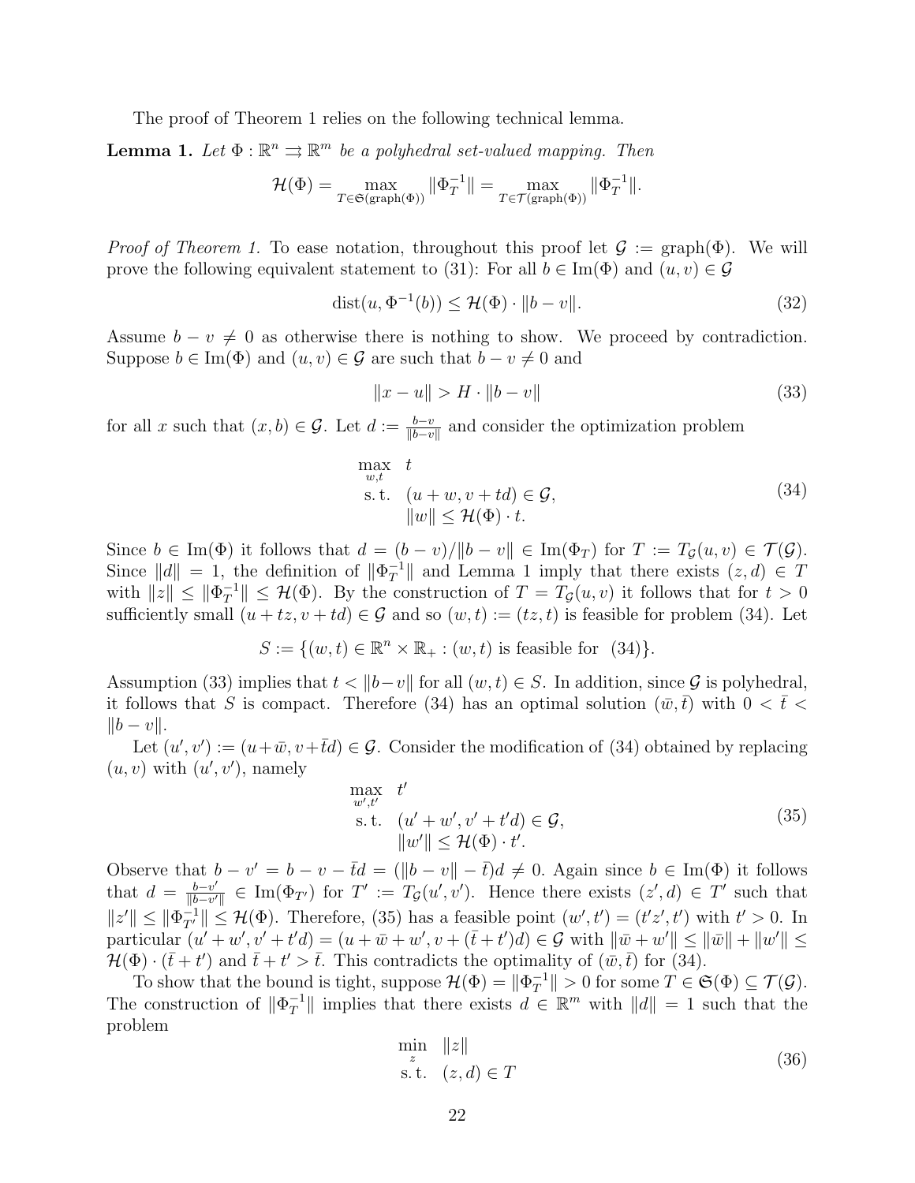The proof of Theorem 1 relies on the following technical lemma.

**Lemma 1.** *Let $\Phi : \mathbb{R}^n \rightrightarrows \mathbb{R}^m$ be a polyhedral set-valued mapping. Then*

$$\mathcal{H}(\Phi) = \max_{T \in \mathfrak{S}(\text{graph}(\Phi))} \|\Phi_T^{-1}\| = \max_{T \in \mathcal{T}(\text{graph}(\Phi))} \|\Phi_T^{-1}\|.$$

*Proof of Theorem 1.* To ease notation, throughout this proof let $\mathcal{G} := \text{graph}(\Phi)$. We will prove the following equivalent statement to (31): For all $b \in \text{Im}(\Phi)$ and $(u, v) \in \mathcal{G}$

$$\text{dist}(u, \Phi^{-1}(b)) \leq \mathcal{H}(\Phi) \cdot \|b - v\|. \tag{32}$$

Assume $b - v \neq 0$ as otherwise there is nothing to show. We proceed by contradiction. Suppose $b \in \text{Im}(\Phi)$ and $(u, v) \in \mathcal{G}$ are such that $b - v \neq 0$ and

$$\|x - u\| > H \cdot \|b - v\| \tag{33}$$

for all $x$ such that $(x, b) \in \mathcal{G}$. Let $d := \frac{b-v}{\|b-v\|}$ and consider the optimization problem

$$\begin{array}{ll} \max\limits_{w,t} & t \\ \text{s.t.} & (u + w, v + td) \in \mathcal{G}, \\ & \|w\| \leq \mathcal{H}(\Phi) \cdot t. \end{array} \tag{34}$$

Since $b \in \text{Im}(\Phi)$ it follows that $d = (b - v)/\|b - v\| \in \text{Im}(\Phi_T)$ for $T := T_{\mathcal{G}}(u, v) \in \mathcal{T}(\mathcal{G})$. Since $\|d\| = 1$, the definition of $\|\Phi_T^{-1}\|$ and Lemma 1 imply that there exists $(z, d) \in T$ with $\|z\| \leq \|\Phi_T^{-1}\| \leq \mathcal{H}(\Phi)$. By the construction of $T = T_{\mathcal{G}}(u, v)$ it follows that for $t > 0$ sufficiently small $(u + tz, v + td) \in \mathcal{G}$ and so $(w, t) := (tz, t)$ is feasible for problem (34). Let

$$S := \{(w, t) \in \mathbb{R}^n \times \mathbb{R}_+ : (w, t) \text{ is feasible for } (34)\}.$$

Assumption (33) implies that $t < \|b - v\|$ for all $(w, t) \in S$. In addition, since $\mathcal{G}$ is polyhedral, it follows that $S$ is compact. Therefore (34) has an optimal solution $(\bar{w}, \bar{t})$ with $0 < \bar{t} < \|b - v\|$.

Let $(u', v') := (u + \bar{w}, v + \bar{t}d) \in \mathcal{G}$. Consider the modification of (34) obtained by replacing $(u, v)$ with $(u', v')$, namely

$$\begin{array}{ll} \max\limits_{w',t'} & t' \\ \text{s.t.} & (u' + w', v' + t'd) \in \mathcal{G}, \\ & \|w'\| \leq \mathcal{H}(\Phi) \cdot t'. \end{array} \tag{35}$$

Observe that $b - v' = b - v - \bar{t}d = (\|b - v\| - \bar{t})d \neq 0$. Again since $b \in \text{Im}(\Phi)$ it follows that $d = \frac{b-v'}{\|b-v'\|} \in \text{Im}(\Phi_{T'})$ for $T' := T_{\mathcal{G}}(u', v')$. Hence there exists $(z', d) \in T'$ such that $\|z'\| \leq \|\Phi_{T'}^{-1}\| \leq \mathcal{H}(\Phi)$. Therefore, (35) has a feasible point $(w', t') = (t'z', t')$ with $t' > 0$. In particular $(u' + w', v' + t'd) = (u + \bar{w} + w', v + (\bar{t} + t')d) \in \mathcal{G}$ with $\|\bar{w} + w'\| \leq \|\bar{w}\| + \|w'\| \leq \mathcal{H}(\Phi) \cdot (\bar{t} + t')$ and $\bar{t} + t' > \bar{t}$. This contradicts the optimality of $(\bar{w}, \bar{t})$ for (34).

To show that the bound is tight, suppose $\mathcal{H}(\Phi) = \|\Phi_T^{-1}\| > 0$ for some $T \in \mathfrak{S}(\Phi) \subseteq \mathcal{T}(\mathcal{G})$. The construction of $\|\Phi_T^{-1}\|$ implies that there exists $d \in \mathbb{R}^m$ with $\|d\| = 1$ such that the problem

$$\begin{array}{ll} \min\limits_{z} & \|z\| \\ \text{s.t.} & (z, d) \in T \end{array} \tag{36}$$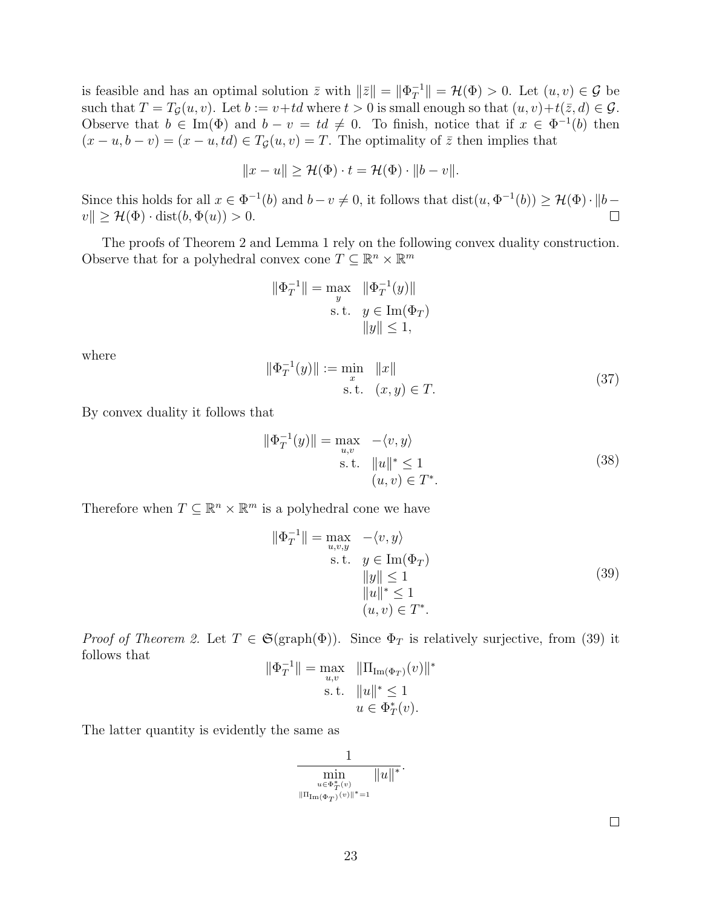is feasible and has an optimal solution $\bar{z}$ with $\|\bar{z}\| = \|\Phi_T^{-1}\| = \mathcal{H}(\Phi) > 0$. Let $(u, v) \in \mathcal{G}$ be such that $T = T_{\mathcal{G}}(u, v)$. Let $b := v + td$ where $t > 0$ is small enough so that $(u, v) + t(\bar{z}, d) \in \mathcal{G}$. Observe that $b \in \text{Im}(\Phi)$ and $b - v = td \neq 0$. To finish, notice that if $x \in \Phi^{-1}(b)$ then $(x - u, b - v) = (x - u, td) \in T_{\mathcal{G}}(u, v) = T$. The optimality of $\bar{z}$ then implies that

$$\|x - u\| \geq \mathcal{H}(\Phi) \cdot t = \mathcal{H}(\Phi) \cdot \|b - v\|.$$

Since this holds for all $x \in \Phi^{-1}(b)$ and $b - v \neq 0$, it follows that $\text{dist}(u, \Phi^{-1}(b)) \geq \mathcal{H}(\Phi) \cdot \|b - v\| \geq \mathcal{H}(\Phi) \cdot \text{dist}(b, \Phi(u)) > 0$. $\square$

The proofs of Theorem 2 and Lemma 1 rely on the following convex duality construction. Observe that for a polyhedral convex cone $T \subseteq \mathbb{R}^n \times \mathbb{R}^m$

$$\begin{aligned} \|\Phi_T^{-1}\| = \max_{y} \quad & \|\Phi_T^{-1}(y)\| \\ \text{s.t.} \quad & y \in \text{Im}(\Phi_T) \\ & \|y\| \leq 1, \end{aligned}$$

where

$$\begin{aligned} \|\Phi_T^{-1}(y)\| := \min_{x} \quad & \|x\| \\ \text{s.t.} \quad & (x, y) \in T. \end{aligned} \tag{37}$$

By convex duality it follows that

$$\begin{aligned} \|\Phi_T^{-1}(y)\| = \max_{u,v} \quad & -\langle v, y \rangle \\ \text{s.t.} \quad & \|u\|^* \leq 1 \\ & (u, v) \in T^*. \end{aligned} \tag{38}$$

Therefore when $T \subseteq \mathbb{R}^n \times \mathbb{R}^m$ is a polyhedral cone we have

$$\begin{aligned} \|\Phi_T^{-1}\| = \max_{u,v,y} \quad & -\langle v, y \rangle \\ \text{s.t.} \quad & y \in \text{Im}(\Phi_T) \\ & \|y\| \leq 1 \\ & \|u\|^* \leq 1 \\ & (u, v) \in T^*. \end{aligned} \tag{39}$$

*Proof of Theorem 2.* Let $T \in \mathfrak{S}(\text{graph}(\Phi))$. Since $\Phi_T$ is relatively surjective, from (39) it follows that

$$\begin{aligned} \|\Phi_T^{-1}\| = \max_{u,v} \quad & \|\Pi_{\text{Im}(\Phi_T)}(v)\|^* \\ \text{s.t.} \quad & \|u\|^* \leq 1 \\ & u \in \Phi_T^*(v). \end{aligned}$$

The latter quantity is evidently the same as

$$\frac{1}{\displaystyle\min_{\substack{u \in \Phi_T^*(v) \\ \|\Pi_{\text{Im}(\Phi_T)}(v)\|^* = 1}} \|u\|^*}.$$

$\square$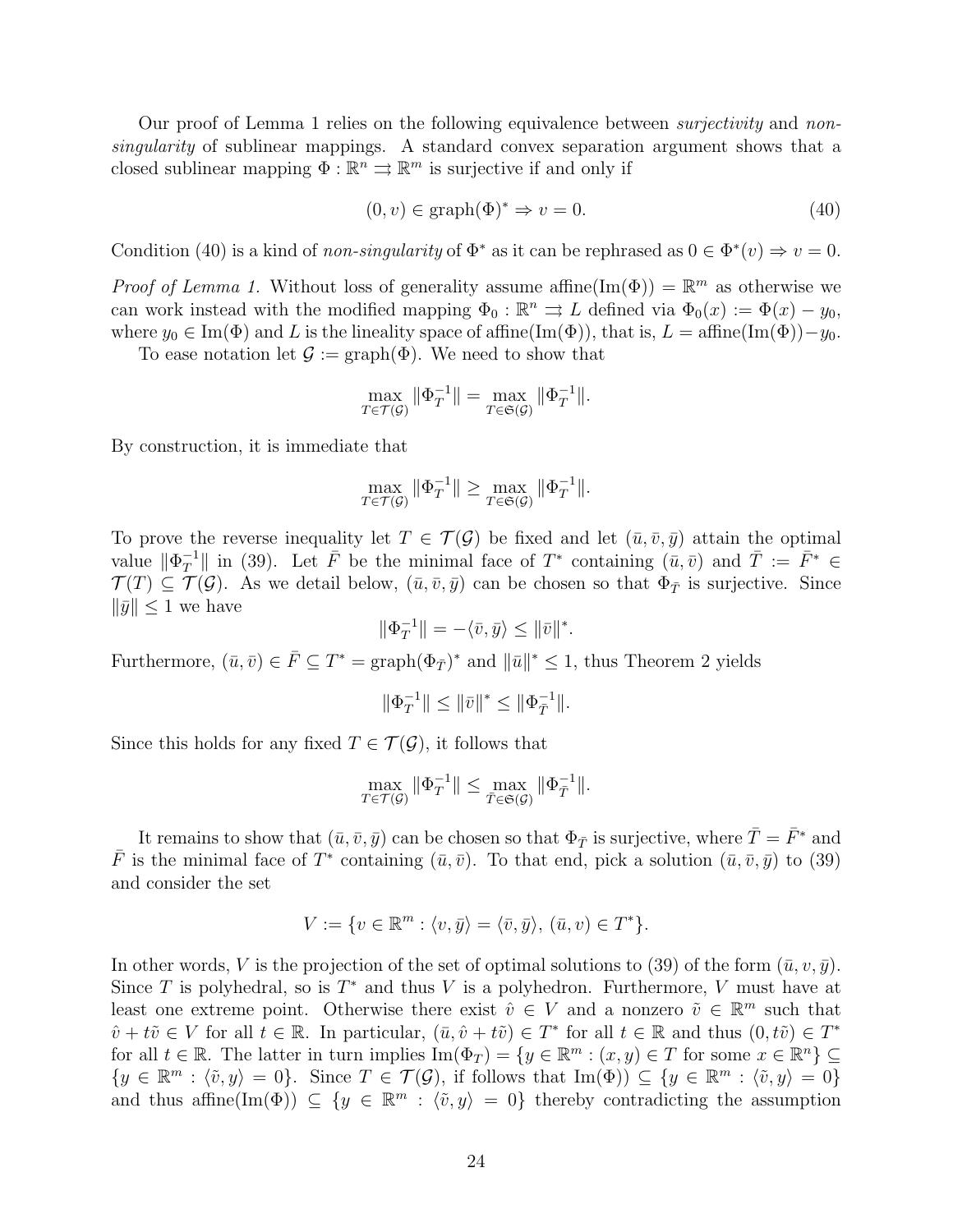Our proof of Lemma 1 relies on the following equivalence between *surjectivity* and *non-singularity* of sublinear mappings. A standard convex separation argument shows that a closed sublinear mapping $\Phi : \mathbb{R}^n \rightrightarrows \mathbb{R}^m$ is surjective if and only if

$$(0, v) \in \operatorname{graph}(\Phi)^* \Rightarrow v = 0. \tag{40}$$

Condition (40) is a kind of *non-singularity* of $\Phi^*$ as it can be rephrased as $0 \in \Phi^*(v) \Rightarrow v = 0$.

*Proof of Lemma 1.* Without loss of generality assume $\operatorname{affine}(\operatorname{Im}(\Phi)) = \mathbb{R}^m$ as otherwise we can work instead with the modified mapping $\Phi_0 : \mathbb{R}^n \rightrightarrows L$ defined via $\Phi_0(x) := \Phi(x) - y_0$, where $y_0 \in \operatorname{Im}(\Phi)$ and $L$ is the lineality space of $\operatorname{affine}(\operatorname{Im}(\Phi))$, that is, $L = \operatorname{affine}(\operatorname{Im}(\Phi)) - y_0$.

To ease notation let $\mathcal{G} := \operatorname{graph}(\Phi)$. We need to show that

$$\max_{T \in \mathcal{T}(\mathcal{G})} \|\Phi_T^{-1}\| = \max_{T \in \mathfrak{S}(\mathcal{G})} \|\Phi_T^{-1}\|.$$

By construction, it is immediate that

$$\max_{T \in \mathcal{T}(\mathcal{G})} \|\Phi_T^{-1}\| \geq \max_{T \in \mathfrak{S}(\mathcal{G})} \|\Phi_T^{-1}\|.$$

To prove the reverse inequality let $T \in \mathcal{T}(\mathcal{G})$ be fixed and let $(\bar{u}, \bar{v}, \bar{y})$ attain the optimal value $\|\Phi_T^{-1}\|$ in (39). Let $\bar{F}$ be the minimal face of $T^*$ containing $(\bar{u}, \bar{v})$ and $\bar{T} := \bar{F}^* \in \mathcal{T}(T) \subseteq \mathcal{T}(\mathcal{G})$. As we detail below, $(\bar{u}, \bar{v}, \bar{y})$ can be chosen so that $\Phi_{\bar{T}}$ is surjective. Since $\|\bar{y}\| \leq 1$ we have

$$\|\Phi_T^{-1}\| = -\langle \bar{v}, \bar{y} \rangle \leq \|\bar{v}\|^*.$$

Furthermore, $(\bar{u}, \bar{v}) \in \bar{F} \subseteq T^* = \operatorname{graph}(\Phi_{\bar{T}})^*$ and $\|\bar{u}\|^* \leq 1$, thus Theorem 2 yields

$$\|\Phi_T^{-1}\| \leq \|\bar{v}\|^* \leq \|\Phi_{\bar{T}}^{-1}\|.$$

Since this holds for any fixed $T \in \mathcal{T}(\mathcal{G})$, it follows that

$$\max_{T \in \mathcal{T}(\mathcal{G})} \|\Phi_T^{-1}\| \leq \max_{\bar{T} \in \mathfrak{S}(\mathcal{G})} \|\Phi_{\bar{T}}^{-1}\|.$$

It remains to show that $(\bar{u}, \bar{v}, \bar{y})$ can be chosen so that $\Phi_{\bar{T}}$ is surjective, where $\bar{T} = \bar{F}^*$ and $\bar{F}$ is the minimal face of $T^*$ containing $(\bar{u}, \bar{v})$. To that end, pick a solution $(\bar{u}, \bar{v}, \bar{y})$ to (39) and consider the set

$$V := \{v \in \mathbb{R}^m : \langle v, \bar{y} \rangle = \langle \bar{v}, \bar{y} \rangle, \, (\bar{u}, v) \in T^*\}.$$

In other words, $V$ is the projection of the set of optimal solutions to (39) of the form $(\bar{u}, v, \bar{y})$. Since $T$ is polyhedral, so is $T^*$ and thus $V$ is a polyhedron. Furthermore, $V$ must have at least one extreme point. Otherwise there exist $\hat{v} \in V$ and a nonzero $\tilde{v} \in \mathbb{R}^m$ such that $\hat{v} + t\tilde{v} \in V$ for all $t \in \mathbb{R}$. In particular, $(\bar{u}, \hat{v} + t\tilde{v}) \in T^*$ for all $t \in \mathbb{R}$ and thus $(0, t\tilde{v}) \in T^*$ for all $t \in \mathbb{R}$. The latter in turn implies $\operatorname{Im}(\Phi_T) = \{y \in \mathbb{R}^m : (x, y) \in T \text{ for some } x \in \mathbb{R}^n\} \subseteq \{y \in \mathbb{R}^m : \langle \tilde{v}, y \rangle = 0\}$. Since $T \in \mathcal{T}(\mathcal{G})$, if follows that $\operatorname{Im}(\Phi)) \subseteq \{y \in \mathbb{R}^m : \langle \tilde{v}, y \rangle = 0\}$ and thus $\operatorname{affine}(\operatorname{Im}(\Phi)) \subseteq \{y \in \mathbb{R}^m : \langle \tilde{v}, y \rangle = 0\}$ thereby contradicting the assumption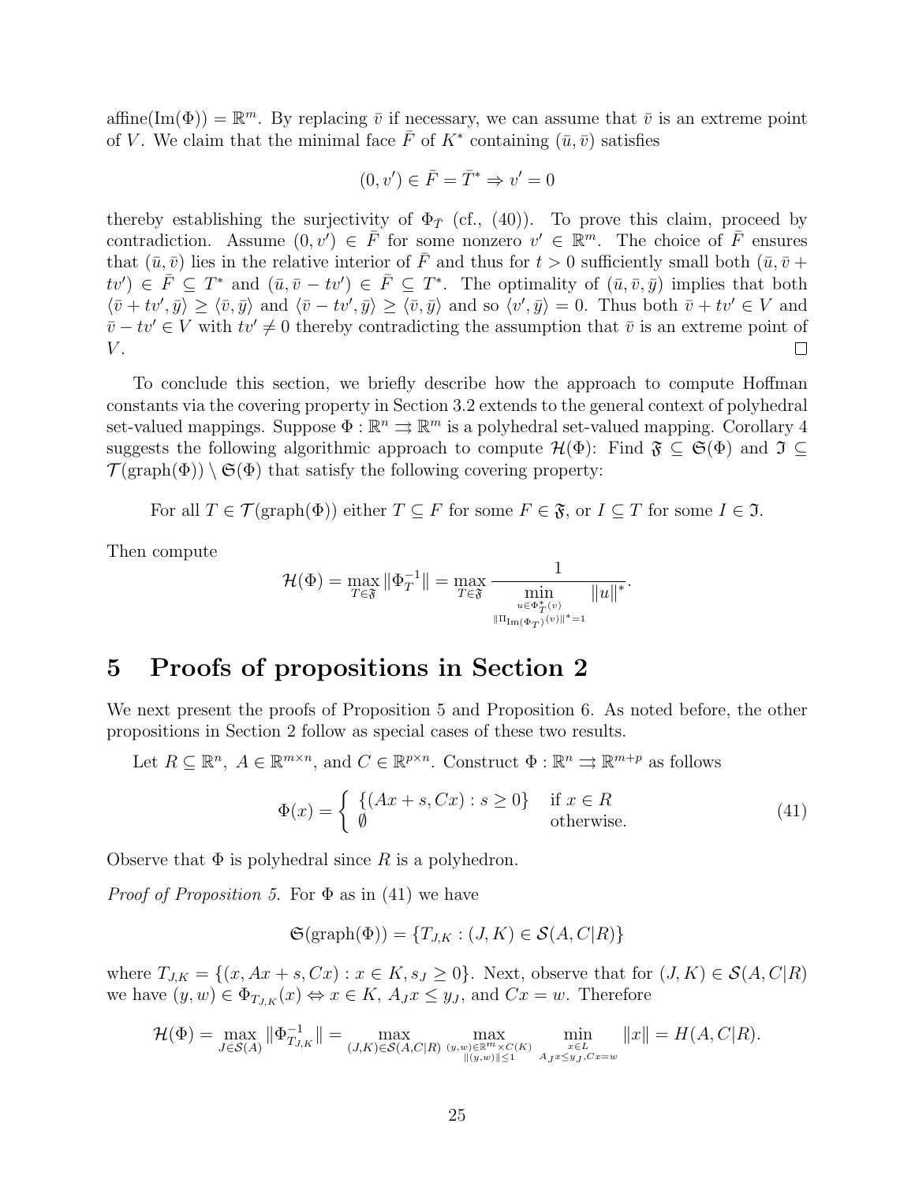affine(Im(Φ)) $= \mathbb{R}^m$. By replacing $\bar{v}$ if necessary, we can assume that $\bar{v}$ is an extreme point of $V$. We claim that the minimal face $\bar{F}$ of $K^*$ containing $(\bar{u}, \bar{v})$ satisfies

$$(0, v') \in \bar{F} = \bar{T}^* \Rightarrow v' = 0$$

thereby establishing the surjectivity of $\Phi_{\bar{T}}$ (cf., (40)). To prove this claim, proceed by contradiction. Assume $(0, v') \in \bar{F}$ for some nonzero $v' \in \mathbb{R}^m$. The choice of $\bar{F}$ ensures that $(\bar{u}, \bar{v})$ lies in the relative interior of $\bar{F}$ and thus for $t > 0$ sufficiently small both $(\bar{u}, \bar{v} + tv') \in \bar{F} \subseteq T^*$ and $(\bar{u}, \bar{v} - tv') \in \bar{F} \subseteq T^*$. The optimality of $(\bar{u}, \bar{v}, \bar{y})$ implies that both $\langle \bar{v} + tv', \bar{y} \rangle \geq \langle \bar{v}, \bar{y} \rangle$ and $\langle \bar{v} - tv', \bar{y} \rangle \geq \langle \bar{v}, \bar{y} \rangle$ and so $\langle v', \bar{y} \rangle = 0$. Thus both $\bar{v} + tv' \in V$ and $\bar{v} - tv' \in V$ with $tv' \neq 0$ thereby contradicting the assumption that $\bar{v}$ is an extreme point of $V$. □

To conclude this section, we briefly describe how the approach to compute Hoffman constants via the covering property in Section 3.2 extends to the general context of polyhedral set-valued mappings. Suppose $\Phi : \mathbb{R}^n \rightrightarrows \mathbb{R}^m$ is a polyhedral set-valued mapping. Corollary 4 suggests the following algorithmic approach to compute $\mathcal{H}(\Phi)$: Find $\mathfrak{F} \subseteq \mathfrak{S}(\Phi)$ and $\mathfrak{I} \subseteq \mathcal{T}(\text{graph}(\Phi)) \setminus \mathfrak{S}(\Phi)$ that satisfy the following covering property:

For all $T \in \mathcal{T}(\text{graph}(\Phi))$ either $T \subseteq F$ for some $F \in \mathfrak{F}$, or $I \subseteq T$ for some $I \in \mathfrak{I}$.

Then compute

$$\mathcal{H}(\Phi) = \max_{T \in \mathfrak{F}} \|\Phi_T^{-1}\| = \max_{T \in \mathfrak{F}} \frac{1}{\displaystyle\min_{\substack{u \in \Phi_T^*(v) \\ \|\Pi_{\text{Im}(\Phi_T)}(v)\|^* = 1}} \|u\|^*}.$$

# 5 Proofs of propositions in Section 2

We next present the proofs of Proposition 5 and Proposition 6. As noted before, the other propositions in Section 2 follow as special cases of these two results.

Let $R \subseteq \mathbb{R}^n$, $A \in \mathbb{R}^{m \times n}$, and $C \in \mathbb{R}^{p \times n}$. Construct $\Phi : \mathbb{R}^n \rightrightarrows \mathbb{R}^{m+p}$ as follows

$$\Phi(x) = \begin{cases} \{(Ax + s, Cx) : s \geq 0\} & \text{if } x \in R \\ \emptyset & \text{otherwise.} \end{cases} \tag{41}$$

Observe that $\Phi$ is polyhedral since $R$ is a polyhedron.

*Proof of Proposition 5.* For $\Phi$ as in (41) we have

$$\mathfrak{S}(\text{graph}(\Phi)) = \{T_{J,K} : (J, K) \in \mathcal{S}(A, C|R)\}$$

where $T_{J,K} = \{(x, Ax + s, Cx) : x \in K, s_J \geq 0\}$. Next, observe that for $(J, K) \in \mathcal{S}(A, C|R)$ we have $(y, w) \in \Phi_{T_{J,K}}(x) \Leftrightarrow x \in K$, $A_J x \leq y_J$, and $Cx = w$. Therefore

$$\mathcal{H}(\Phi) = \max_{J \in \mathcal{S}(A)} \|\Phi_{T_{J,K}}^{-1}\| = \max_{(J,K) \in \mathcal{S}(A,C|R)} \max_{\substack{(y,w) \in \mathbb{R}^m \times C(K) \\ \|(y,w)\| \leq 1}} \min_{\substack{x \in L \\ A_J x \leq y_J, Cx = w}} \|x\| = H(A, C|R).$$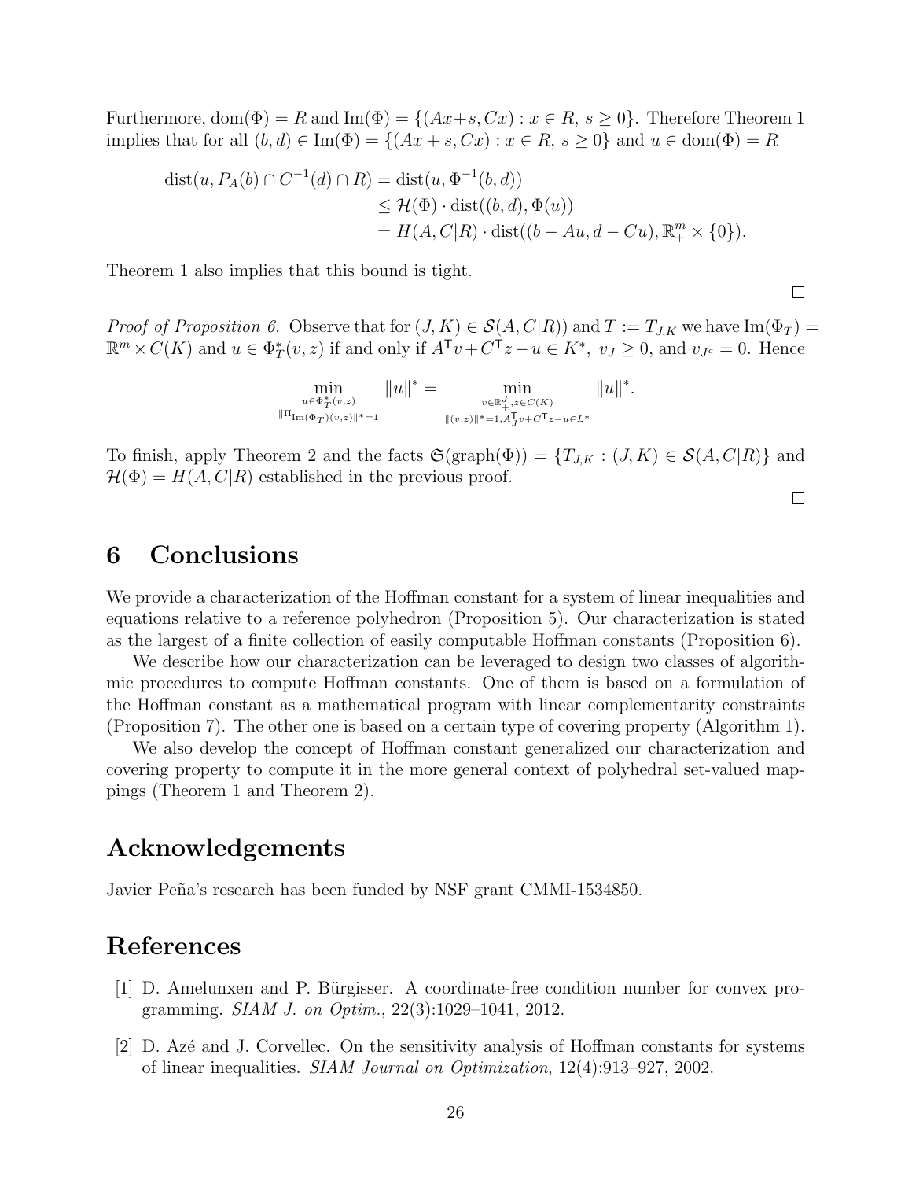Furthermore, $\operatorname{dom}(\Phi) = R$ and $\operatorname{Im}(\Phi) = \{(Ax+s, Cx) : x \in R,\ s \geq 0\}$. Therefore Theorem 1 implies that for all $(b,d) \in \operatorname{Im}(\Phi) = \{(Ax+s, Cx) : x \in R,\ s \geq 0\}$ and $u \in \operatorname{dom}(\Phi) = R$

$$
\begin{aligned}
\operatorname{dist}(u, P_A(b) \cap C^{-1}(d) \cap R) &= \operatorname{dist}(u, \Phi^{-1}(b,d)) \\
&\leq \mathcal{H}(\Phi) \cdot \operatorname{dist}((b,d), \Phi(u)) \\
&= H(A, C|R) \cdot \operatorname{dist}((b - Au, d - Cu), \mathbb{R}^m_+ \times \{0\}).
\end{aligned}
$$

Theorem 1 also implies that this bound is tight.

□

*Proof of Proposition 6.* Observe that for $(J,K) \in \mathcal{S}(A,C|R))$ and $T := T_{J,K}$ we have $\operatorname{Im}(\Phi_T) = \mathbb{R}^m \times C(K)$ and $u \in \Phi_T^*(v,z)$ if and only if $A^\mathsf{T} v + C^\mathsf{T} z - u \in K^*,\ v_J \geq 0$, and $v_{J^c} = 0$. Hence

$$
\min_{\substack{u \in \Phi_T^*(v,z) \\ \|\Pi_{\operatorname{Im}(\Phi_T)}(v,z)\|^* = 1}} \|u\|^* = \min_{\substack{v \in \mathbb{R}^J_+, z \in C(K) \\ \|(v,z)\|^*=1, A_J^\mathsf{T} v + C^\mathsf{T} z - u \in L^*}} \|u\|^*.
$$

To finish, apply Theorem 2 and the facts $\mathfrak{S}(\operatorname{graph}(\Phi)) = \{T_{J,K} : (J,K) \in \mathcal{S}(A,C|R)\}$ and $\mathcal{H}(\Phi) = H(A,C|R)$ established in the previous proof.

□

# 6 Conclusions

We provide a characterization of the Hoffman constant for a system of linear inequalities and equations relative to a reference polyhedron (Proposition 5). Our characterization is stated as the largest of a finite collection of easily computable Hoffman constants (Proposition 6).

We describe how our characterization can be leveraged to design two classes of algorithmic procedures to compute Hoffman constants. One of them is based on a formulation of the Hoffman constant as a mathematical program with linear complementarity constraints (Proposition 7). The other one is based on a certain type of covering property (Algorithm 1).

We also develop the concept of Hoffman constant generalized our characterization and covering property to compute it in the more general context of polyhedral set-valued mappings (Theorem 1 and Theorem 2).

# Acknowledgements

Javier Peña's research has been funded by NSF grant CMMI-1534850.

# References

[1] D. Amelunxen and P. Bürgisser. A coordinate-free condition number for convex programming. *SIAM J. on Optim.*, 22(3):1029–1041, 2012.

[2] D. Azé and J. Corvellec. On the sensitivity analysis of Hoffman constants for systems of linear inequalities. *SIAM Journal on Optimization*, 12(4):913–927, 2002.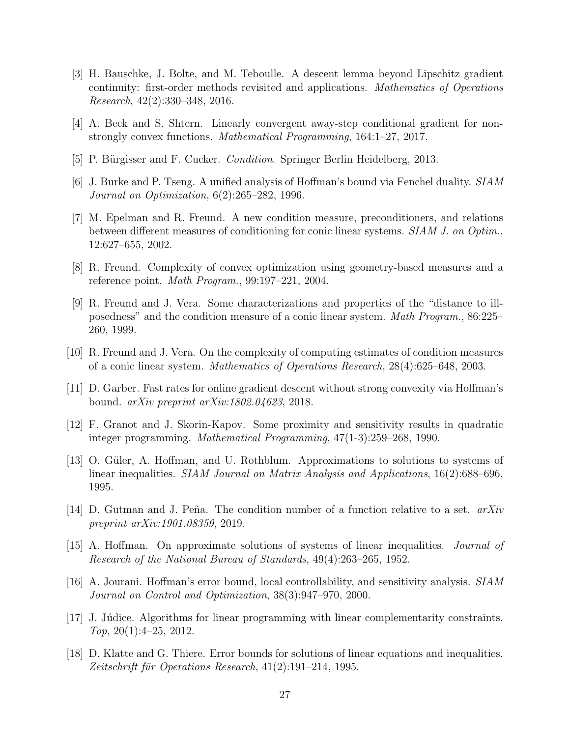[3] H. Bauschke, J. Bolte, and M. Teboulle. A descent lemma beyond Lipschitz gradient continuity: first-order methods revisited and applications. *Mathematics of Operations Research*, 42(2):330–348, 2016.

[4] A. Beck and S. Shtern. Linearly convergent away-step conditional gradient for non-strongly convex functions. *Mathematical Programming*, 164:1–27, 2017.

[5] P. Bürgisser and F. Cucker. *Condition*. Springer Berlin Heidelberg, 2013.

[6] J. Burke and P. Tseng. A unified analysis of Hoffman's bound via Fenchel duality. *SIAM Journal on Optimization*, 6(2):265–282, 1996.

[7] M. Epelman and R. Freund. A new condition measure, preconditioners, and relations between different measures of conditioning for conic linear systems. *SIAM J. on Optim.*, 12:627–655, 2002.

[8] R. Freund. Complexity of convex optimization using geometry-based measures and a reference point. *Math Program.*, 99:197–221, 2004.

[9] R. Freund and J. Vera. Some characterizations and properties of the "distance to ill-posedness" and the condition measure of a conic linear system. *Math Program.*, 86:225–260, 1999.

[10] R. Freund and J. Vera. On the complexity of computing estimates of condition measures of a conic linear system. *Mathematics of Operations Research*, 28(4):625–648, 2003.

[11] D. Garber. Fast rates for online gradient descent without strong convexity via Hoffman's bound. *arXiv preprint arXiv:1802.04623*, 2018.

[12] F. Granot and J. Skorin-Kapov. Some proximity and sensitivity results in quadratic integer programming. *Mathematical Programming*, 47(1-3):259–268, 1990.

[13] O. Güler, A. Hoffman, and U. Rothblum. Approximations to solutions to systems of linear inequalities. *SIAM Journal on Matrix Analysis and Applications*, 16(2):688–696, 1995.

[14] D. Gutman and J. Peña. The condition number of a function relative to a set. *arXiv preprint arXiv:1901.08359*, 2019.

[15] A. Hoffman. On approximate solutions of systems of linear inequalities. *Journal of Research of the National Bureau of Standards*, 49(4):263–265, 1952.

[16] A. Jourani. Hoffman's error bound, local controllability, and sensitivity analysis. *SIAM Journal on Control and Optimization*, 38(3):947–970, 2000.

[17] J. Júdice. Algorithms for linear programming with linear complementarity constraints. *Top*, 20(1):4–25, 2012.

[18] D. Klatte and G. Thiere. Error bounds for solutions of linear equations and inequalities. *Zeitschrift für Operations Research*, 41(2):191–214, 1995.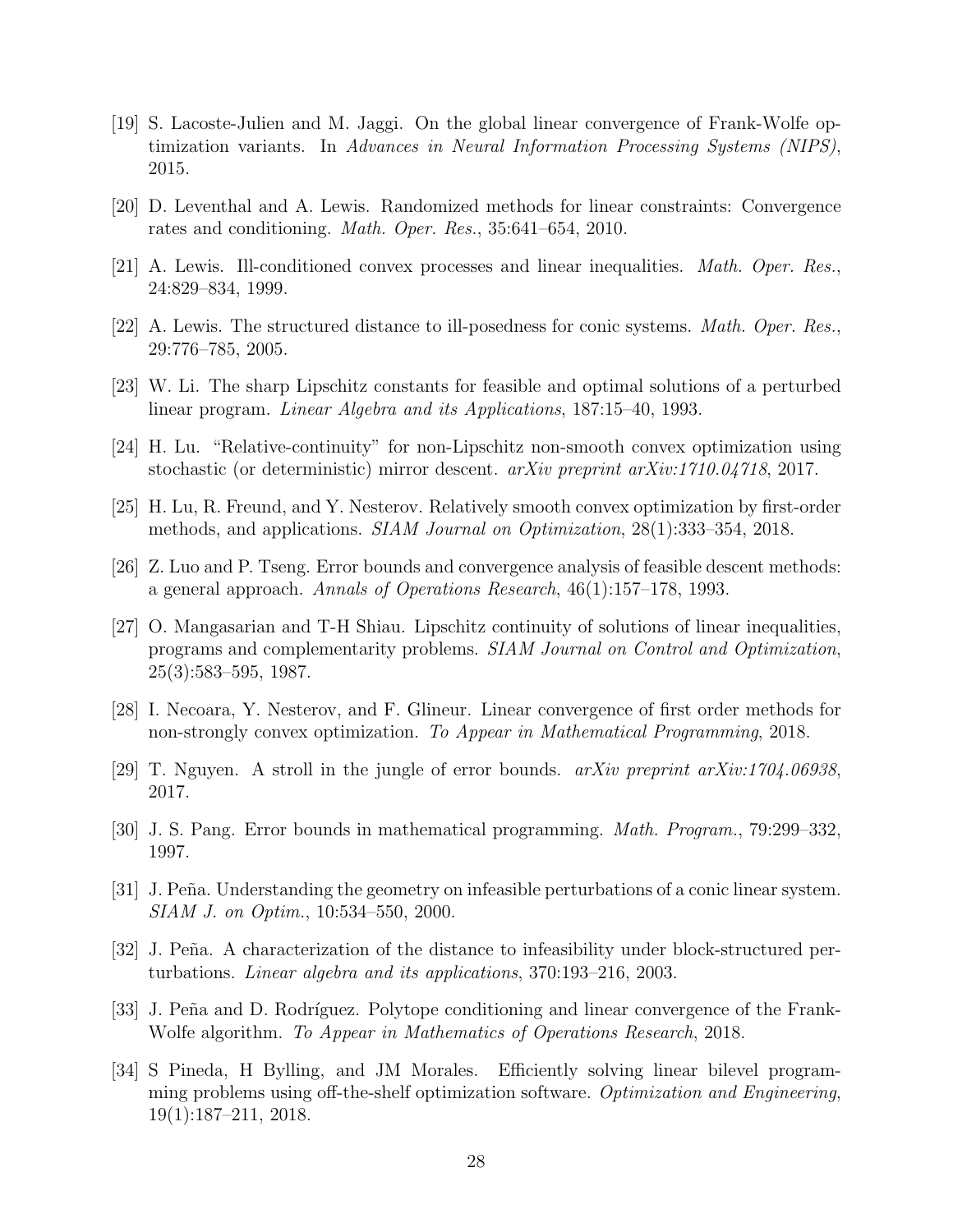[19] S. Lacoste-Julien and M. Jaggi. On the global linear convergence of Frank-Wolfe optimization variants. In *Advances in Neural Information Processing Systems (NIPS)*, 2015.

[20] D. Leventhal and A. Lewis. Randomized methods for linear constraints: Convergence rates and conditioning. *Math. Oper. Res.*, 35:641–654, 2010.

[21] A. Lewis. Ill-conditioned convex processes and linear inequalities. *Math. Oper. Res.*, 24:829–834, 1999.

[22] A. Lewis. The structured distance to ill-posedness for conic systems. *Math. Oper. Res.*, 29:776–785, 2005.

[23] W. Li. The sharp Lipschitz constants for feasible and optimal solutions of a perturbed linear program. *Linear Algebra and its Applications*, 187:15–40, 1993.

[24] H. Lu. "Relative-continuity" for non-Lipschitz non-smooth convex optimization using stochastic (or deterministic) mirror descent. *arXiv preprint arXiv:1710.04718*, 2017.

[25] H. Lu, R. Freund, and Y. Nesterov. Relatively smooth convex optimization by first-order methods, and applications. *SIAM Journal on Optimization*, 28(1):333–354, 2018.

[26] Z. Luo and P. Tseng. Error bounds and convergence analysis of feasible descent methods: a general approach. *Annals of Operations Research*, 46(1):157–178, 1993.

[27] O. Mangasarian and T-H Shiau. Lipschitz continuity of solutions of linear inequalities, programs and complementarity problems. *SIAM Journal on Control and Optimization*, 25(3):583–595, 1987.

[28] I. Necoara, Y. Nesterov, and F. Glineur. Linear convergence of first order methods for non-strongly convex optimization. *To Appear in Mathematical Programming*, 2018.

[29] T. Nguyen. A stroll in the jungle of error bounds. *arXiv preprint arXiv:1704.06938*, 2017.

[30] J. S. Pang. Error bounds in mathematical programming. *Math. Program.*, 79:299–332, 1997.

[31] J. Peña. Understanding the geometry on infeasible perturbations of a conic linear system. *SIAM J. on Optim.*, 10:534–550, 2000.

[32] J. Peña. A characterization of the distance to infeasibility under block-structured perturbations. *Linear algebra and its applications*, 370:193–216, 2003.

[33] J. Peña and D. Rodríguez. Polytope conditioning and linear convergence of the Frank-Wolfe algorithm. *To Appear in Mathematics of Operations Research*, 2018.

[34] S Pineda, H Bylling, and JM Morales. Efficiently solving linear bilevel programming problems using off-the-shelf optimization software. *Optimization and Engineering*, 19(1):187–211, 2018.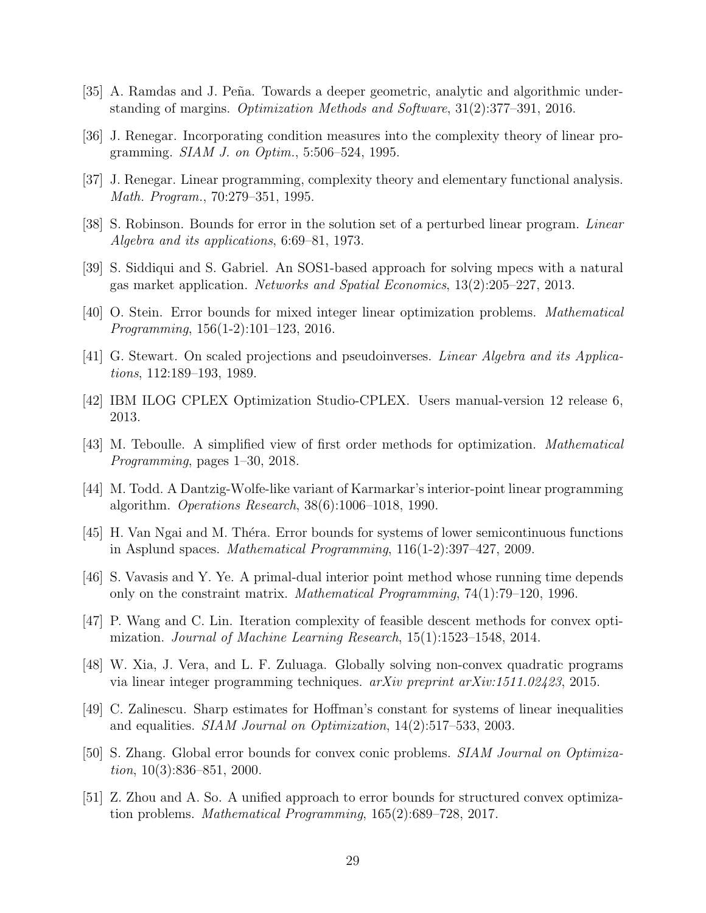[35] A. Ramdas and J. Peña. Towards a deeper geometric, analytic and algorithmic understanding of margins. *Optimization Methods and Software*, 31(2):377–391, 2016.

[36] J. Renegar. Incorporating condition measures into the complexity theory of linear programming. *SIAM J. on Optim.*, 5:506–524, 1995.

[37] J. Renegar. Linear programming, complexity theory and elementary functional analysis. *Math. Program.*, 70:279–351, 1995.

[38] S. Robinson. Bounds for error in the solution set of a perturbed linear program. *Linear Algebra and its applications*, 6:69–81, 1973.

[39] S. Siddiqui and S. Gabriel. An SOS1-based approach for solving mpecs with a natural gas market application. *Networks and Spatial Economics*, 13(2):205–227, 2013.

[40] O. Stein. Error bounds for mixed integer linear optimization problems. *Mathematical Programming*, 156(1-2):101–123, 2016.

[41] G. Stewart. On scaled projections and pseudoinverses. *Linear Algebra and its Applications*, 112:189–193, 1989.

[42] IBM ILOG CPLEX Optimization Studio-CPLEX. Users manual-version 12 release 6, 2013.

[43] M. Teboulle. A simplified view of first order methods for optimization. *Mathematical Programming*, pages 1–30, 2018.

[44] M. Todd. A Dantzig-Wolfe-like variant of Karmarkar's interior-point linear programming algorithm. *Operations Research*, 38(6):1006–1018, 1990.

[45] H. Van Ngai and M. Théra. Error bounds for systems of lower semicontinuous functions in Asplund spaces. *Mathematical Programming*, 116(1-2):397–427, 2009.

[46] S. Vavasis and Y. Ye. A primal-dual interior point method whose running time depends only on the constraint matrix. *Mathematical Programming*, 74(1):79–120, 1996.

[47] P. Wang and C. Lin. Iteration complexity of feasible descent methods for convex optimization. *Journal of Machine Learning Research*, 15(1):1523–1548, 2014.

[48] W. Xia, J. Vera, and L. F. Zuluaga. Globally solving non-convex quadratic programs via linear integer programming techniques. *arXiv preprint arXiv:1511.02423*, 2015.

[49] C. Zalinescu. Sharp estimates for Hoffman's constant for systems of linear inequalities and equalities. *SIAM Journal on Optimization*, 14(2):517–533, 2003.

[50] S. Zhang. Global error bounds for convex conic problems. *SIAM Journal on Optimization*, 10(3):836–851, 2000.

[51] Z. Zhou and A. So. A unified approach to error bounds for structured convex optimization problems. *Mathematical Programming*, 165(2):689–728, 2017.